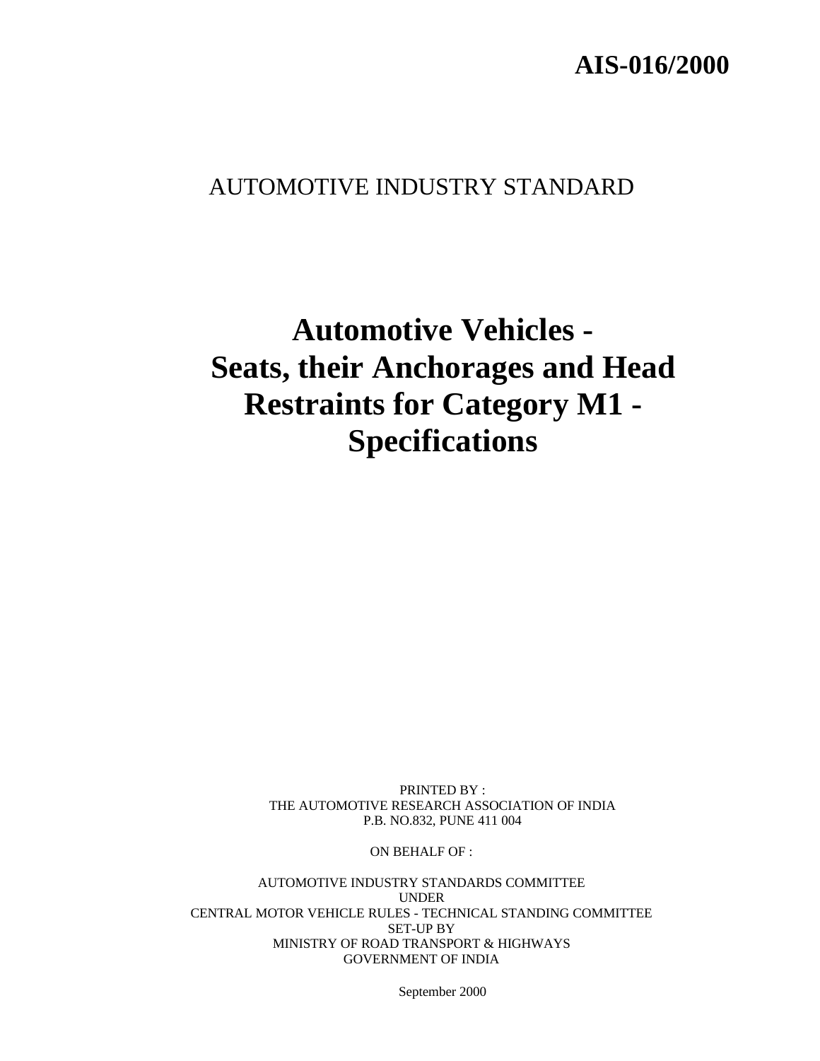**AIS-016/2000**

AUTOMOTIVE INDUSTRY STANDARD

# Automotive Vehicles - Seats, their Anchorages and Head Restraints for Category M1 - Specifications

PRINTED BY :
THE AUTOMOTIVE RESEARCH ASSOCIATION OF INDIA
P.B. NO.832, PUNE 411 004

ON BEHALF OF :

AUTOMOTIVE INDUSTRY STANDARDS COMMITTEE
UNDER
CENTRAL MOTOR VEHICLE RULES - TECHNICAL STANDING COMMITTEE
SET-UP BY
MINISTRY OF ROAD TRANSPORT & HIGHWAYS
GOVERNMENT OF INDIA

September 2000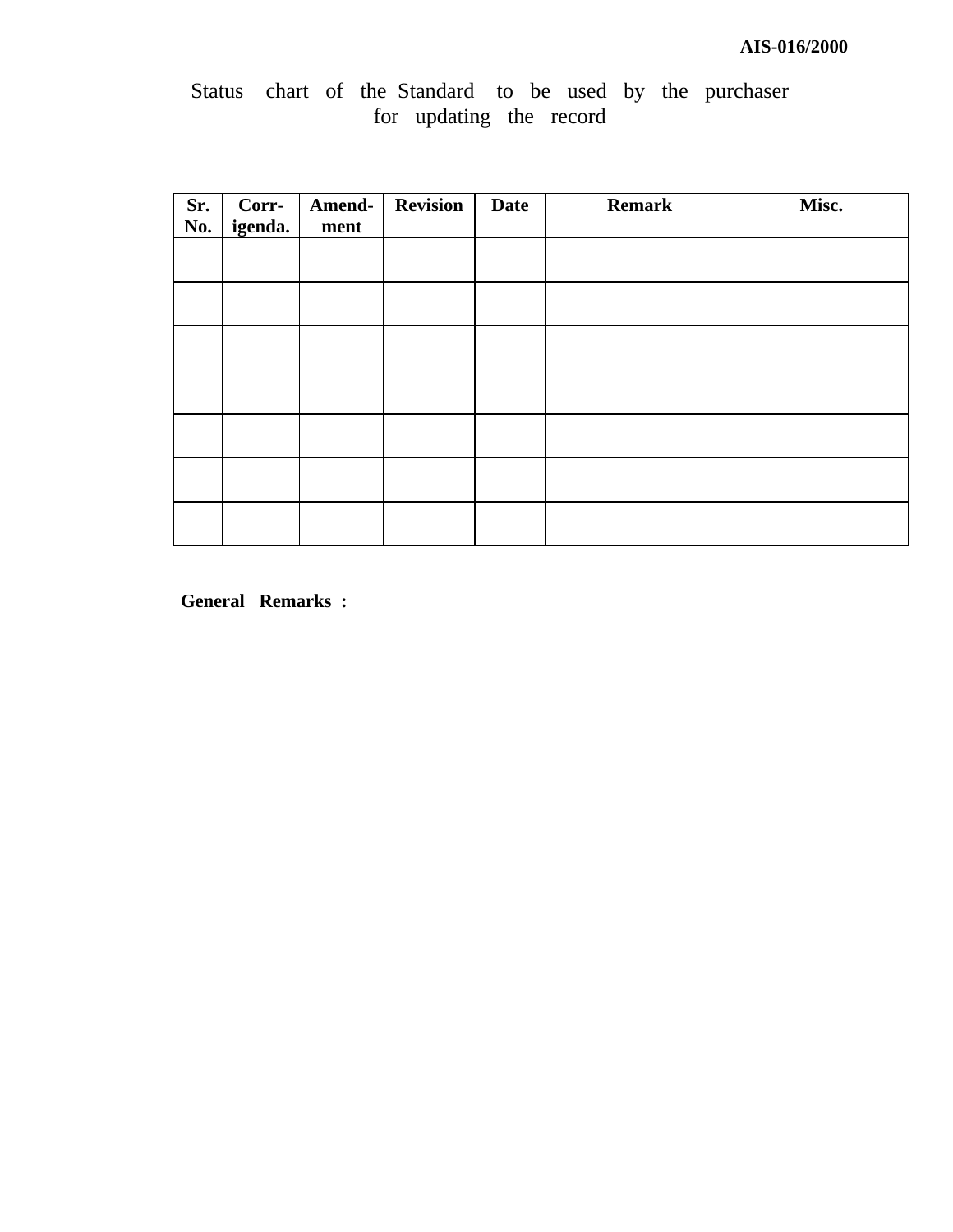Status chart of the Standard to be used by the purchaser for updating the record

| Sr. No. | Corr-igenda. | Amend-ment | Revision | Date | Remark | Misc. |
|---|---|---|---|---|---|---|
| | | | | | | |
| | | | | | | |
| | | | | | | |
| | | | | | | |
| | | | | | | |
| | | | | | | |
| | | | | | | |

**General Remarks :**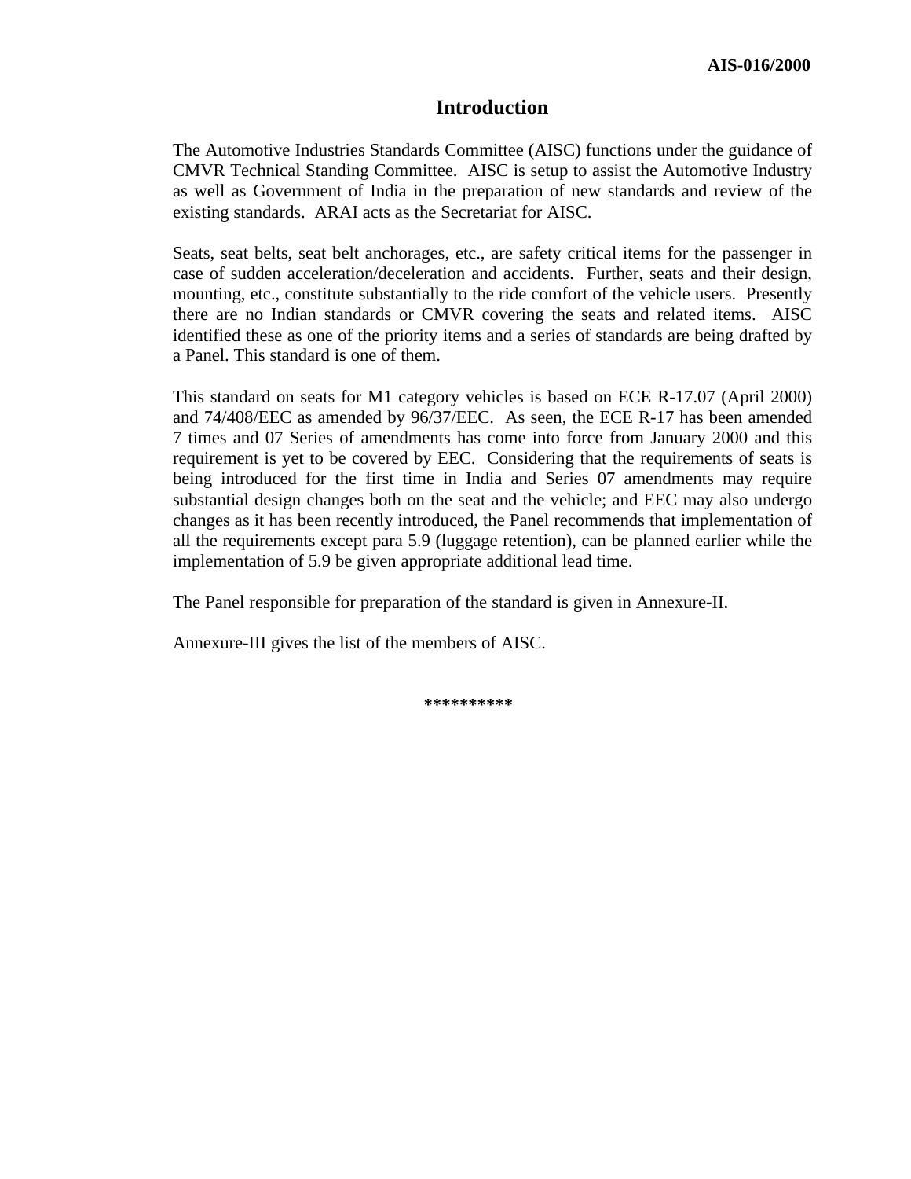# Introduction

The Automotive Industries Standards Committee (AISC) functions under the guidance of CMVR Technical Standing Committee. AISC is setup to assist the Automotive Industry as well as Government of India in the preparation of new standards and review of the existing standards. ARAI acts as the Secretariat for AISC.

Seats, seat belts, seat belt anchorages, etc., are safety critical items for the passenger in case of sudden acceleration/deceleration and accidents. Further, seats and their design, mounting, etc., constitute substantially to the ride comfort of the vehicle users. Presently there are no Indian standards or CMVR covering the seats and related items. AISC identified these as one of the priority items and a series of standards are being drafted by a Panel. This standard is one of them.

This standard on seats for M1 category vehicles is based on ECE R-17.07 (April 2000) and 74/408/EEC as amended by 96/37/EEC. As seen, the ECE R-17 has been amended 7 times and 07 Series of amendments has come into force from January 2000 and this requirement is yet to be covered by EEC. Considering that the requirements of seats is being introduced for the first time in India and Series 07 amendments may require substantial design changes both on the seat and the vehicle; and EEC may also undergo changes as it has been recently introduced, the Panel recommends that implementation of all the requirements except para 5.9 (luggage retention), can be planned earlier while the implementation of 5.9 be given appropriate additional lead time.

The Panel responsible for preparation of the standard is given in Annexure-II.

Annexure-III gives the list of the members of AISC.

**********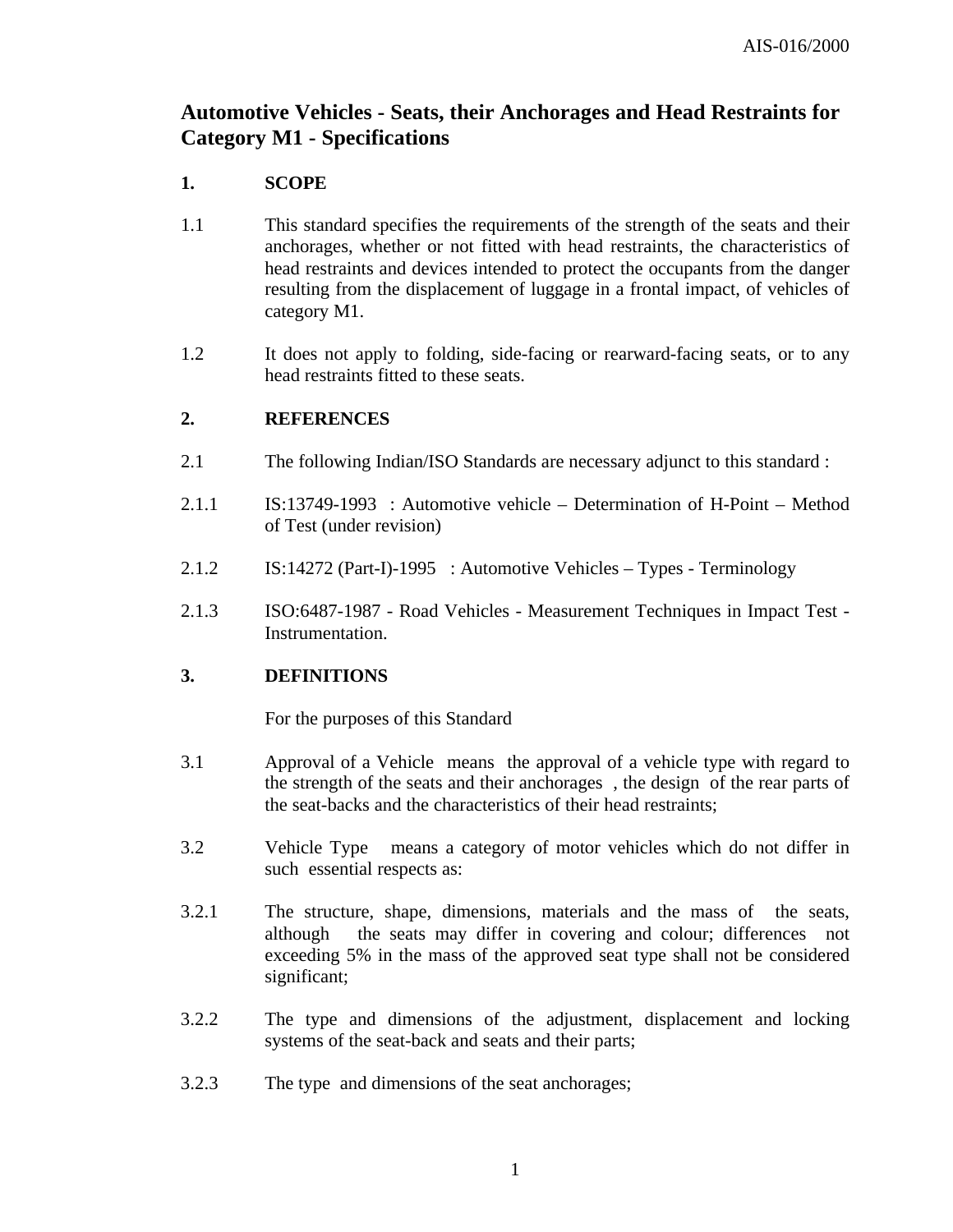# Automotive Vehicles - Seats, their Anchorages and Head Restraints for Category M1 - Specifications

## 1. SCOPE

1.1 This standard specifies the requirements of the strength of the seats and their anchorages, whether or not fitted with head restraints, the characteristics of head restraints and devices intended to protect the occupants from the danger resulting from the displacement of luggage in a frontal impact, of vehicles of category M1.

1.2 It does not apply to folding, side-facing or rearward-facing seats, or to any head restraints fitted to these seats.

## 2. REFERENCES

2.1 The following Indian/ISO Standards are necessary adjunct to this standard :

2.1.1 IS:13749-1993 : Automotive vehicle – Determination of H-Point – Method of Test (under revision)

2.1.2 IS:14272 (Part-I)-1995 : Automotive Vehicles – Types - Terminology

2.1.3 ISO:6487-1987 - Road Vehicles - Measurement Techniques in Impact Test - Instrumentation.

## 3. DEFINITIONS

For the purposes of this Standard

3.1 Approval of a Vehicle means the approval of a vehicle type with regard to the strength of the seats and their anchorages , the design of the rear parts of the seat-backs and the characteristics of their head restraints;

3.2 Vehicle Type means a category of motor vehicles which do not differ in such essential respects as:

3.2.1 The structure, shape, dimensions, materials and the mass of the seats, although the seats may differ in covering and colour; differences not exceeding 5% in the mass of the approved seat type shall not be considered significant;

3.2.2 The type and dimensions of the adjustment, displacement and locking systems of the seat-back and seats and their parts;

3.2.3 The type and dimensions of the seat anchorages;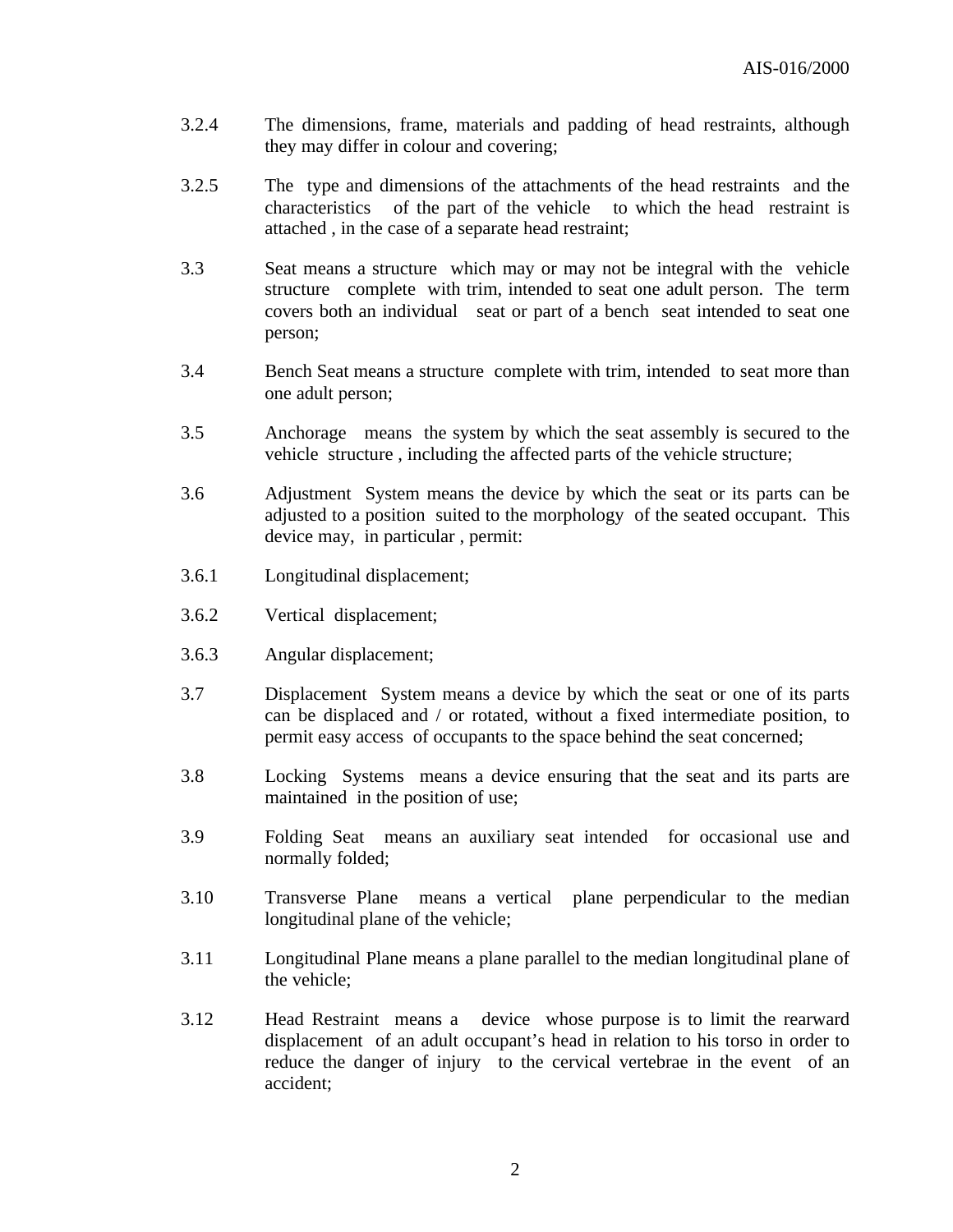3.2.4 The dimensions, frame, materials and padding of head restraints, although they may differ in colour and covering;

3.2.5 The type and dimensions of the attachments of the head restraints and the characteristics of the part of the vehicle to which the head restraint is attached , in the case of a separate head restraint;

3.3 Seat means a structure which may or may not be integral with the vehicle structure complete with trim, intended to seat one adult person. The term covers both an individual seat or part of a bench seat intended to seat one person;

3.4 Bench Seat means a structure complete with trim, intended to seat more than one adult person;

3.5 Anchorage means the system by which the seat assembly is secured to the vehicle structure , including the affected parts of the vehicle structure;

3.6 Adjustment System means the device by which the seat or its parts can be adjusted to a position suited to the morphology of the seated occupant. This device may, in particular , permit:

3.6.1 Longitudinal displacement;

3.6.2 Vertical displacement;

3.6.3 Angular displacement;

3.7 Displacement System means a device by which the seat or one of its parts can be displaced and / or rotated, without a fixed intermediate position, to permit easy access of occupants to the space behind the seat concerned;

3.8 Locking Systems means a device ensuring that the seat and its parts are maintained in the position of use;

3.9 Folding Seat means an auxiliary seat intended for occasional use and normally folded;

3.10 Transverse Plane means a vertical plane perpendicular to the median longitudinal plane of the vehicle;

3.11 Longitudinal Plane means a plane parallel to the median longitudinal plane of the vehicle;

3.12 Head Restraint means a device whose purpose is to limit the rearward displacement of an adult occupant's head in relation to his torso in order to reduce the danger of injury to the cervical vertebrae in the event of an accident;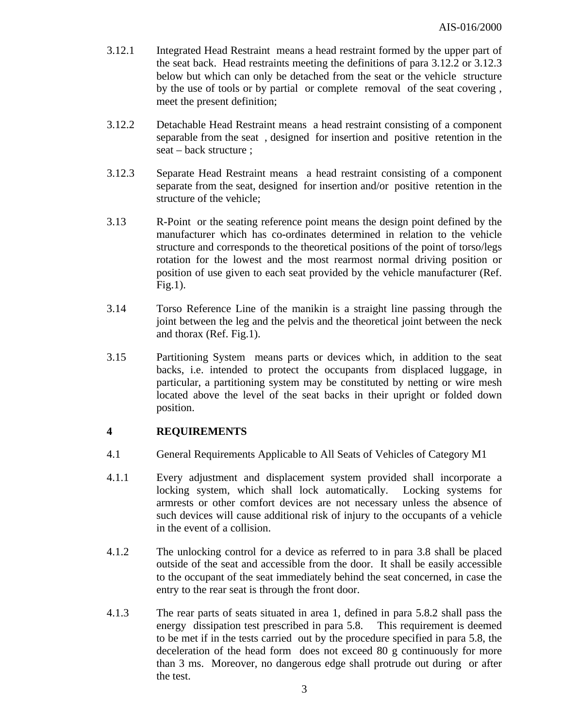3.12.1 Integrated Head Restraint means a head restraint formed by the upper part of the seat back. Head restraints meeting the definitions of para 3.12.2 or 3.12.3 below but which can only be detached from the seat or the vehicle structure by the use of tools or by partial or complete removal of the seat covering , meet the present definition;

3.12.2 Detachable Head Restraint means a head restraint consisting of a component separable from the seat , designed for insertion and positive retention in the seat – back structure ;

3.12.3 Separate Head Restraint means a head restraint consisting of a component separate from the seat, designed for insertion and/or positive retention in the structure of the vehicle;

3.13 R-Point or the seating reference point means the design point defined by the manufacturer which has co-ordinates determined in relation to the vehicle structure and corresponds to the theoretical positions of the point of torso/legs rotation for the lowest and the most rearmost normal driving position or position of use given to each seat provided by the vehicle manufacturer (Ref. Fig.1).

3.14 Torso Reference Line of the manikin is a straight line passing through the joint between the leg and the pelvis and the theoretical joint between the neck and thorax (Ref. Fig.1).

3.15 Partitioning System means parts or devices which, in addition to the seat backs, i.e. intended to protect the occupants from displaced luggage, in particular, a partitioning system may be constituted by netting or wire mesh located above the level of the seat backs in their upright or folded down position.

## 4 REQUIREMENTS

4.1 General Requirements Applicable to All Seats of Vehicles of Category M1

4.1.1 Every adjustment and displacement system provided shall incorporate a locking system, which shall lock automatically. Locking systems for armrests or other comfort devices are not necessary unless the absence of such devices will cause additional risk of injury to the occupants of a vehicle in the event of a collision.

4.1.2 The unlocking control for a device as referred to in para 3.8 shall be placed outside of the seat and accessible from the door. It shall be easily accessible to the occupant of the seat immediately behind the seat concerned, in case the entry to the rear seat is through the front door.

4.1.3 The rear parts of seats situated in area 1, defined in para 5.8.2 shall pass the energy dissipation test prescribed in para 5.8. This requirement is deemed to be met if in the tests carried out by the procedure specified in para 5.8, the deceleration of the head form does not exceed 80 g continuously for more than 3 ms. Moreover, no dangerous edge shall protrude out during or after the test.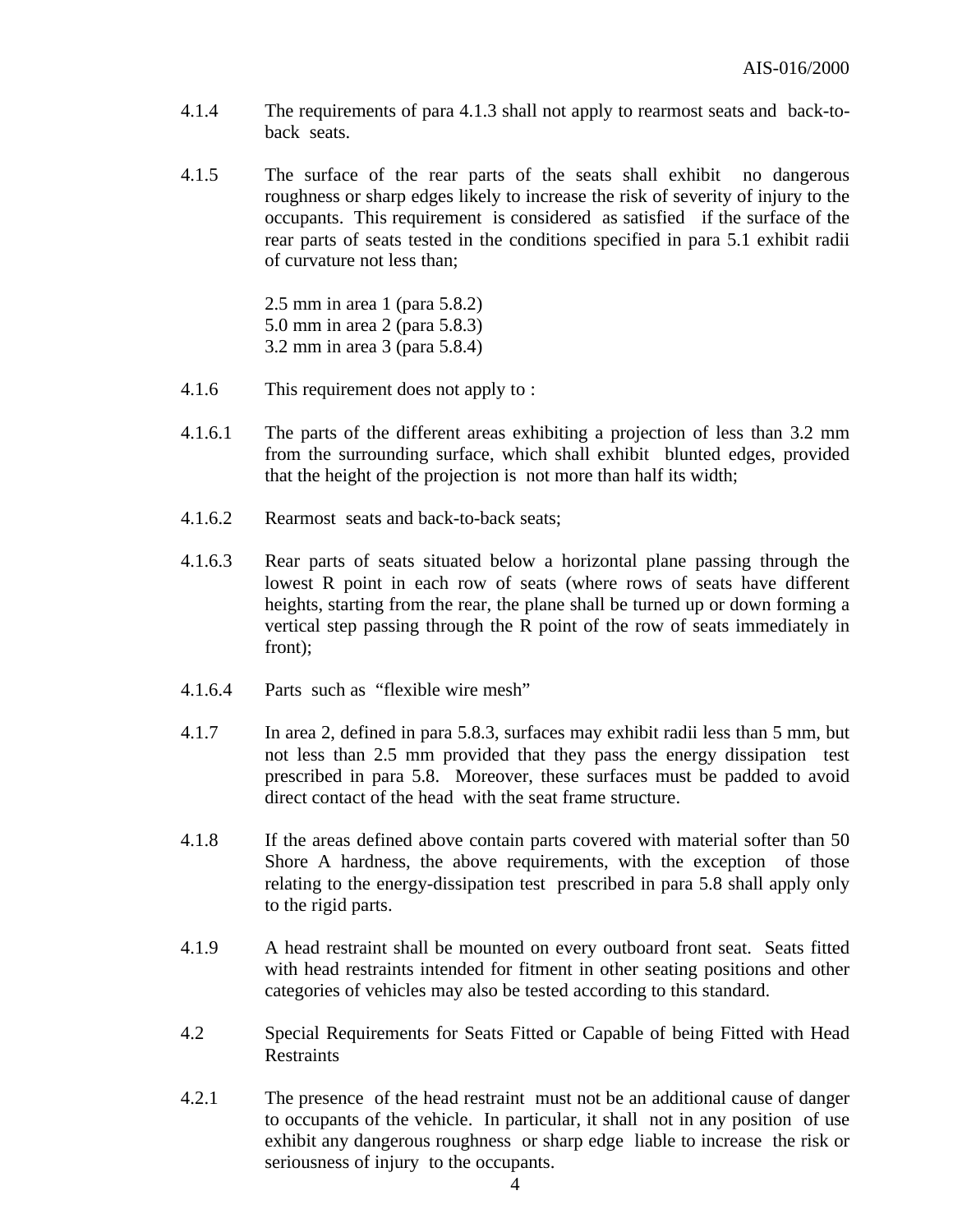4.1.4 The requirements of para 4.1.3 shall not apply to rearmost seats and back-to-back seats.

4.1.5 The surface of the rear parts of the seats shall exhibit no dangerous roughness or sharp edges likely to increase the risk of severity of injury to the occupants. This requirement is considered as satisfied if the surface of the rear parts of seats tested in the conditions specified in para 5.1 exhibit radii of curvature not less than;

2.5 mm in area 1 (para 5.8.2)
5.0 mm in area 2 (para 5.8.3)
3.2 mm in area 3 (para 5.8.4)

4.1.6 This requirement does not apply to :

4.1.6.1 The parts of the different areas exhibiting a projection of less than 3.2 mm from the surrounding surface, which shall exhibit blunted edges, provided that the height of the projection is not more than half its width;

4.1.6.2 Rearmost seats and back-to-back seats;

4.1.6.3 Rear parts of seats situated below a horizontal plane passing through the lowest R point in each row of seats (where rows of seats have different heights, starting from the rear, the plane shall be turned up or down forming a vertical step passing through the R point of the row of seats immediately in front);

4.1.6.4 Parts such as "flexible wire mesh"

4.1.7 In area 2, defined in para 5.8.3, surfaces may exhibit radii less than 5 mm, but not less than 2.5 mm provided that they pass the energy dissipation test prescribed in para 5.8. Moreover, these surfaces must be padded to avoid direct contact of the head with the seat frame structure.

4.1.8 If the areas defined above contain parts covered with material softer than 50 Shore A hardness, the above requirements, with the exception of those relating to the energy-dissipation test prescribed in para 5.8 shall apply only to the rigid parts.

4.1.9 A head restraint shall be mounted on every outboard front seat. Seats fitted with head restraints intended for fitment in other seating positions and other categories of vehicles may also be tested according to this standard.

4.2 Special Requirements for Seats Fitted or Capable of being Fitted with Head Restraints

4.2.1 The presence of the head restraint must not be an additional cause of danger to occupants of the vehicle. In particular, it shall not in any position of use exhibit any dangerous roughness or sharp edge liable to increase the risk or seriousness of injury to the occupants.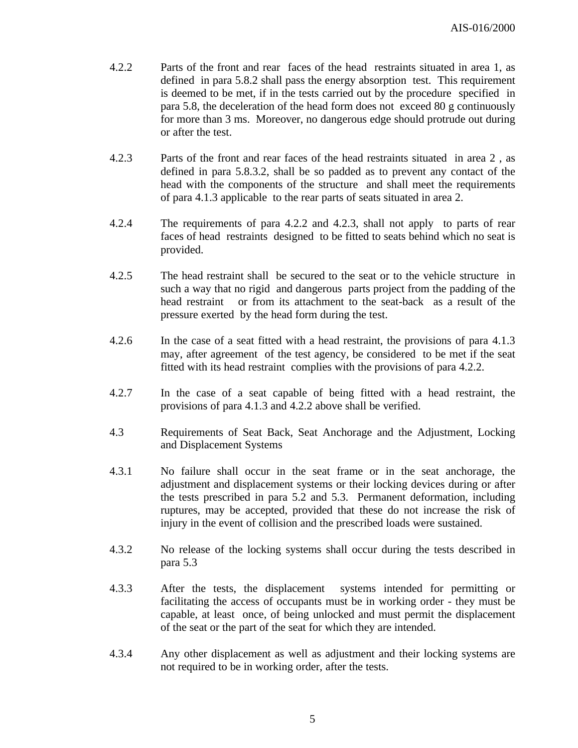4.2.2 Parts of the front and rear faces of the head restraints situated in area 1, as defined in para 5.8.2 shall pass the energy absorption test. This requirement is deemed to be met, if in the tests carried out by the procedure specified in para 5.8, the deceleration of the head form does not exceed 80 g continuously for more than 3 ms. Moreover, no dangerous edge should protrude out during or after the test.

4.2.3 Parts of the front and rear faces of the head restraints situated in area 2 , as defined in para 5.8.3.2, shall be so padded as to prevent any contact of the head with the components of the structure and shall meet the requirements of para 4.1.3 applicable to the rear parts of seats situated in area 2.

4.2.4 The requirements of para 4.2.2 and 4.2.3, shall not apply to parts of rear faces of head restraints designed to be fitted to seats behind which no seat is provided.

4.2.5 The head restraint shall be secured to the seat or to the vehicle structure in such a way that no rigid and dangerous parts project from the padding of the head restraint or from its attachment to the seat-back as a result of the pressure exerted by the head form during the test.

4.2.6 In the case of a seat fitted with a head restraint, the provisions of para 4.1.3 may, after agreement of the test agency, be considered to be met if the seat fitted with its head restraint complies with the provisions of para 4.2.2.

4.2.7 In the case of a seat capable of being fitted with a head restraint, the provisions of para 4.1.3 and 4.2.2 above shall be verified.

4.3 Requirements of Seat Back, Seat Anchorage and the Adjustment, Locking and Displacement Systems

4.3.1 No failure shall occur in the seat frame or in the seat anchorage, the adjustment and displacement systems or their locking devices during or after the tests prescribed in para 5.2 and 5.3. Permanent deformation, including ruptures, may be accepted, provided that these do not increase the risk of injury in the event of collision and the prescribed loads were sustained.

4.3.2 No release of the locking systems shall occur during the tests described in para 5.3

4.3.3 After the tests, the displacement systems intended for permitting or facilitating the access of occupants must be in working order - they must be capable, at least once, of being unlocked and must permit the displacement of the seat or the part of the seat for which they are intended.

4.3.4 Any other displacement as well as adjustment and their locking systems are not required to be in working order, after the tests.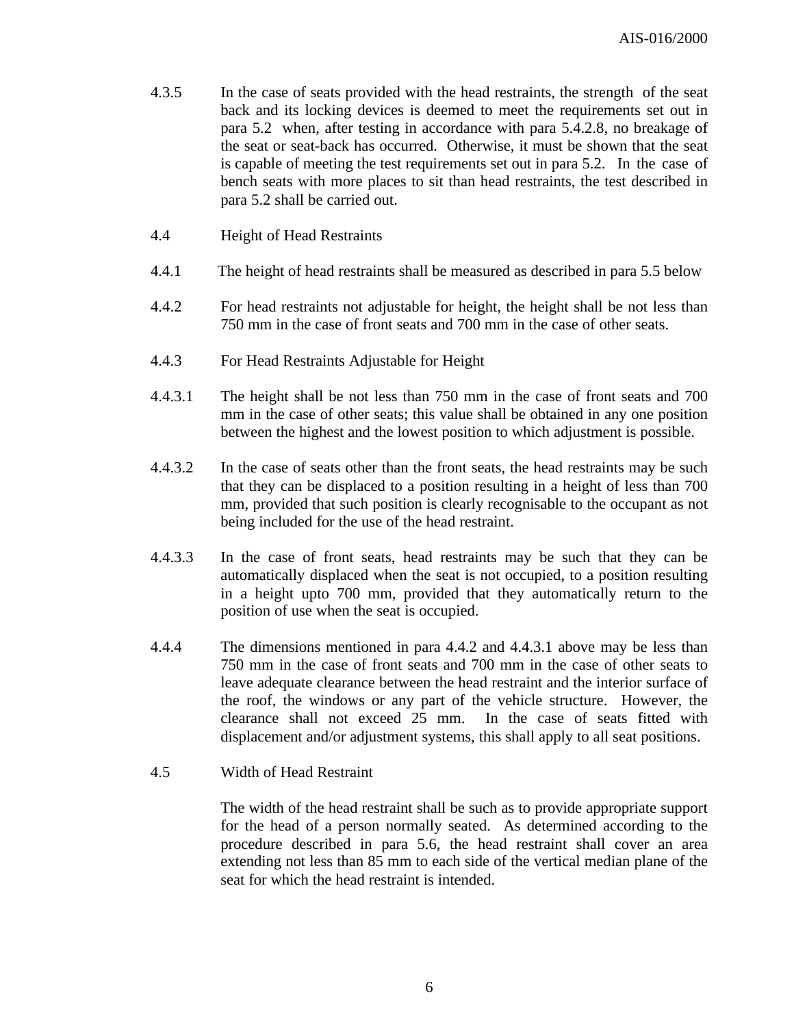4.3.5 In the case of seats provided with the head restraints, the strength of the seat back and its locking devices is deemed to meet the requirements set out in para 5.2 when, after testing in accordance with para 5.4.2.8, no breakage of the seat or seat-back has occurred. Otherwise, it must be shown that the seat is capable of meeting the test requirements set out in para 5.2. In the case of bench seats with more places to sit than head restraints, the test described in para 5.2 shall be carried out.

4.4 Height of Head Restraints

4.4.1 The height of head restraints shall be measured as described in para 5.5 below

4.4.2 For head restraints not adjustable for height, the height shall be not less than 750 mm in the case of front seats and 700 mm in the case of other seats.

4.4.3 For Head Restraints Adjustable for Height

4.4.3.1 The height shall be not less than 750 mm in the case of front seats and 700 mm in the case of other seats; this value shall be obtained in any one position between the highest and the lowest position to which adjustment is possible.

4.4.3.2 In the case of seats other than the front seats, the head restraints may be such that they can be displaced to a position resulting in a height of less than 700 mm, provided that such position is clearly recognisable to the occupant as not being included for the use of the head restraint.

4.4.3.3 In the case of front seats, head restraints may be such that they can be automatically displaced when the seat is not occupied, to a position resulting in a height upto 700 mm, provided that they automatically return to the position of use when the seat is occupied.

4.4.4 The dimensions mentioned in para 4.4.2 and 4.4.3.1 above may be less than 750 mm in the case of front seats and 700 mm in the case of other seats to leave adequate clearance between the head restraint and the interior surface of the roof, the windows or any part of the vehicle structure. However, the clearance shall not exceed 25 mm. In the case of seats fitted with displacement and/or adjustment systems, this shall apply to all seat positions.

4.5 Width of Head Restraint

The width of the head restraint shall be such as to provide appropriate support for the head of a person normally seated. As determined according to the procedure described in para 5.6, the head restraint shall cover an area extending not less than 85 mm to each side of the vertical median plane of the seat for which the head restraint is intended.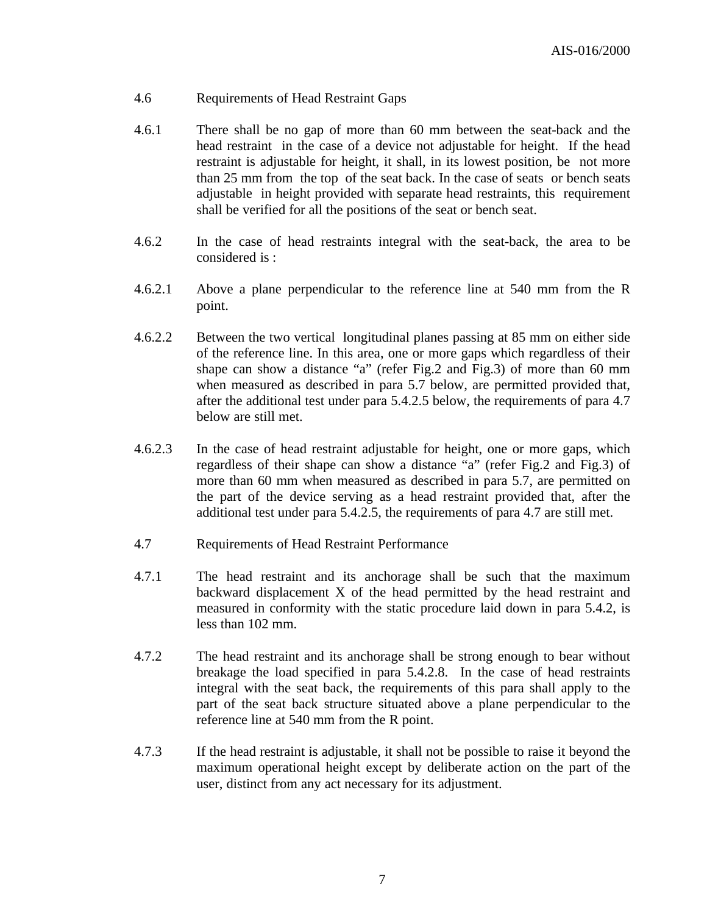4.6 Requirements of Head Restraint Gaps

4.6.1 There shall be no gap of more than 60 mm between the seat-back and the head restraint in the case of a device not adjustable for height. If the head restraint is adjustable for height, it shall, in its lowest position, be not more than 25 mm from the top of the seat back. In the case of seats or bench seats adjustable in height provided with separate head restraints, this requirement shall be verified for all the positions of the seat or bench seat.

4.6.2 In the case of head restraints integral with the seat-back, the area to be considered is :

4.6.2.1 Above a plane perpendicular to the reference line at 540 mm from the R point.

4.6.2.2 Between the two vertical longitudinal planes passing at 85 mm on either side of the reference line. In this area, one or more gaps which regardless of their shape can show a distance "a" (refer Fig.2 and Fig.3) of more than 60 mm when measured as described in para 5.7 below, are permitted provided that, after the additional test under para 5.4.2.5 below, the requirements of para 4.7 below are still met.

4.6.2.3 In the case of head restraint adjustable for height, one or more gaps, which regardless of their shape can show a distance "a" (refer Fig.2 and Fig.3) of more than 60 mm when measured as described in para 5.7, are permitted on the part of the device serving as a head restraint provided that, after the additional test under para 5.4.2.5, the requirements of para 4.7 are still met.

4.7 Requirements of Head Restraint Performance

4.7.1 The head restraint and its anchorage shall be such that the maximum backward displacement X of the head permitted by the head restraint and measured in conformity with the static procedure laid down in para 5.4.2, is less than 102 mm.

4.7.2 The head restraint and its anchorage shall be strong enough to bear without breakage the load specified in para 5.4.2.8. In the case of head restraints integral with the seat back, the requirements of this para shall apply to the part of the seat back structure situated above a plane perpendicular to the reference line at 540 mm from the R point.

4.7.3 If the head restraint is adjustable, it shall not be possible to raise it beyond the maximum operational height except by deliberate action on the part of the user, distinct from any act necessary for its adjustment.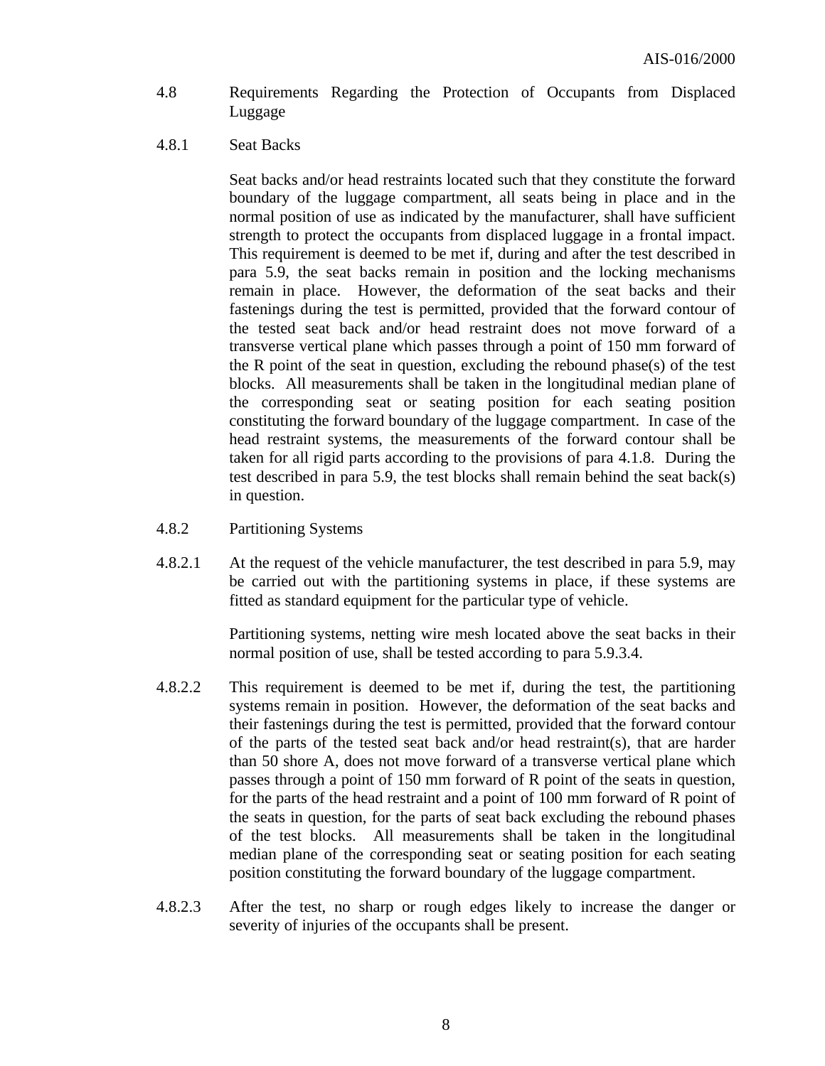4.8 Requirements Regarding the Protection of Occupants from Displaced Luggage

4.8.1 Seat Backs

Seat backs and/or head restraints located such that they constitute the forward boundary of the luggage compartment, all seats being in place and in the normal position of use as indicated by the manufacturer, shall have sufficient strength to protect the occupants from displaced luggage in a frontal impact. This requirement is deemed to be met if, during and after the test described in para 5.9, the seat backs remain in position and the locking mechanisms remain in place. However, the deformation of the seat backs and their fastenings during the test is permitted, provided that the forward contour of the tested seat back and/or head restraint does not move forward of a transverse vertical plane which passes through a point of 150 mm forward of the R point of the seat in question, excluding the rebound phase(s) of the test blocks. All measurements shall be taken in the longitudinal median plane of the corresponding seat or seating position for each seating position constituting the forward boundary of the luggage compartment. In case of the head restraint systems, the measurements of the forward contour shall be taken for all rigid parts according to the provisions of para 4.1.8. During the test described in para 5.9, the test blocks shall remain behind the seat back(s) in question.

4.8.2 Partitioning Systems

4.8.2.1 At the request of the vehicle manufacturer, the test described in para 5.9, may be carried out with the partitioning systems in place, if these systems are fitted as standard equipment for the particular type of vehicle.

Partitioning systems, netting wire mesh located above the seat backs in their normal position of use, shall be tested according to para 5.9.3.4.

4.8.2.2 This requirement is deemed to be met if, during the test, the partitioning systems remain in position. However, the deformation of the seat backs and their fastenings during the test is permitted, provided that the forward contour of the parts of the tested seat back and/or head restraint(s), that are harder than 50 shore A, does not move forward of a transverse vertical plane which passes through a point of 150 mm forward of R point of the seats in question, for the parts of the head restraint and a point of 100 mm forward of R point of the seats in question, for the parts of seat back excluding the rebound phases of the test blocks. All measurements shall be taken in the longitudinal median plane of the corresponding seat or seating position for each seating position constituting the forward boundary of the luggage compartment.

4.8.2.3 After the test, no sharp or rough edges likely to increase the danger or severity of injuries of the occupants shall be present.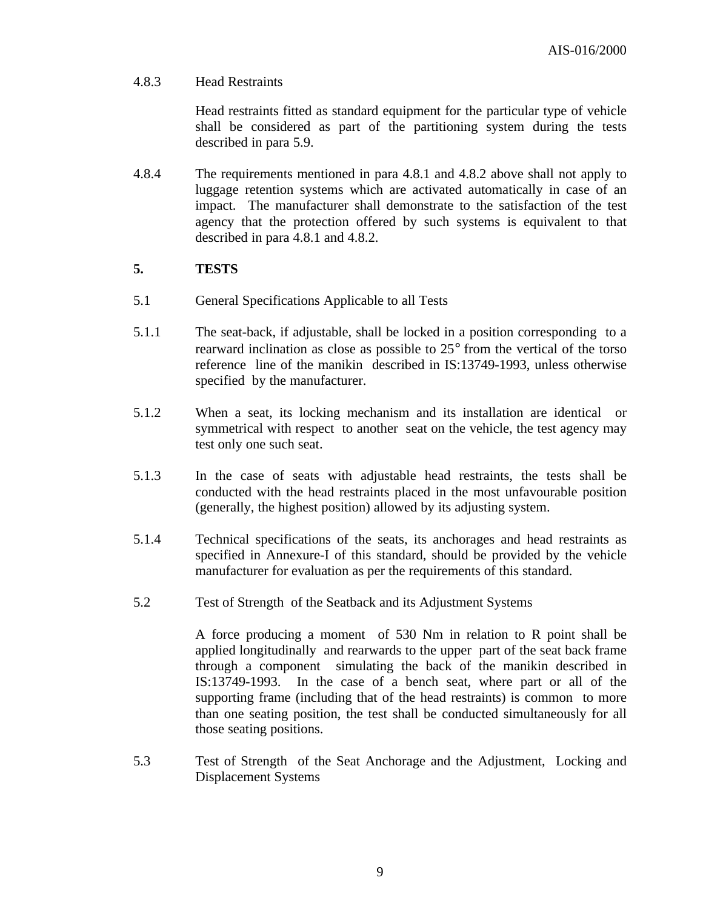4.8.3 Head Restraints

Head restraints fitted as standard equipment for the particular type of vehicle shall be considered as part of the partitioning system during the tests described in para 5.9.

4.8.4 The requirements mentioned in para 4.8.1 and 4.8.2 above shall not apply to luggage retention systems which are activated automatically in case of an impact. The manufacturer shall demonstrate to the satisfaction of the test agency that the protection offered by such systems is equivalent to that described in para 4.8.1 and 4.8.2.

## 5. TESTS

5.1 General Specifications Applicable to all Tests

5.1.1 The seat-back, if adjustable, shall be locked in a position corresponding to a rearward inclination as close as possible to 25° from the vertical of the torso reference line of the manikin described in IS:13749-1993, unless otherwise specified by the manufacturer.

5.1.2 When a seat, its locking mechanism and its installation are identical or symmetrical with respect to another seat on the vehicle, the test agency may test only one such seat.

5.1.3 In the case of seats with adjustable head restraints, the tests shall be conducted with the head restraints placed in the most unfavourable position (generally, the highest position) allowed by its adjusting system.

5.1.4 Technical specifications of the seats, its anchorages and head restraints as specified in Annexure-I of this standard, should be provided by the vehicle manufacturer for evaluation as per the requirements of this standard.

5.2 Test of Strength of the Seatback and its Adjustment Systems

A force producing a moment of 530 Nm in relation to R point shall be applied longitudinally and rearwards to the upper part of the seat back frame through a component simulating the back of the manikin described in IS:13749-1993. In the case of a bench seat, where part or all of the supporting frame (including that of the head restraints) is common to more than one seating position, the test shall be conducted simultaneously for all those seating positions.

5.3 Test of Strength of the Seat Anchorage and the Adjustment, Locking and Displacement Systems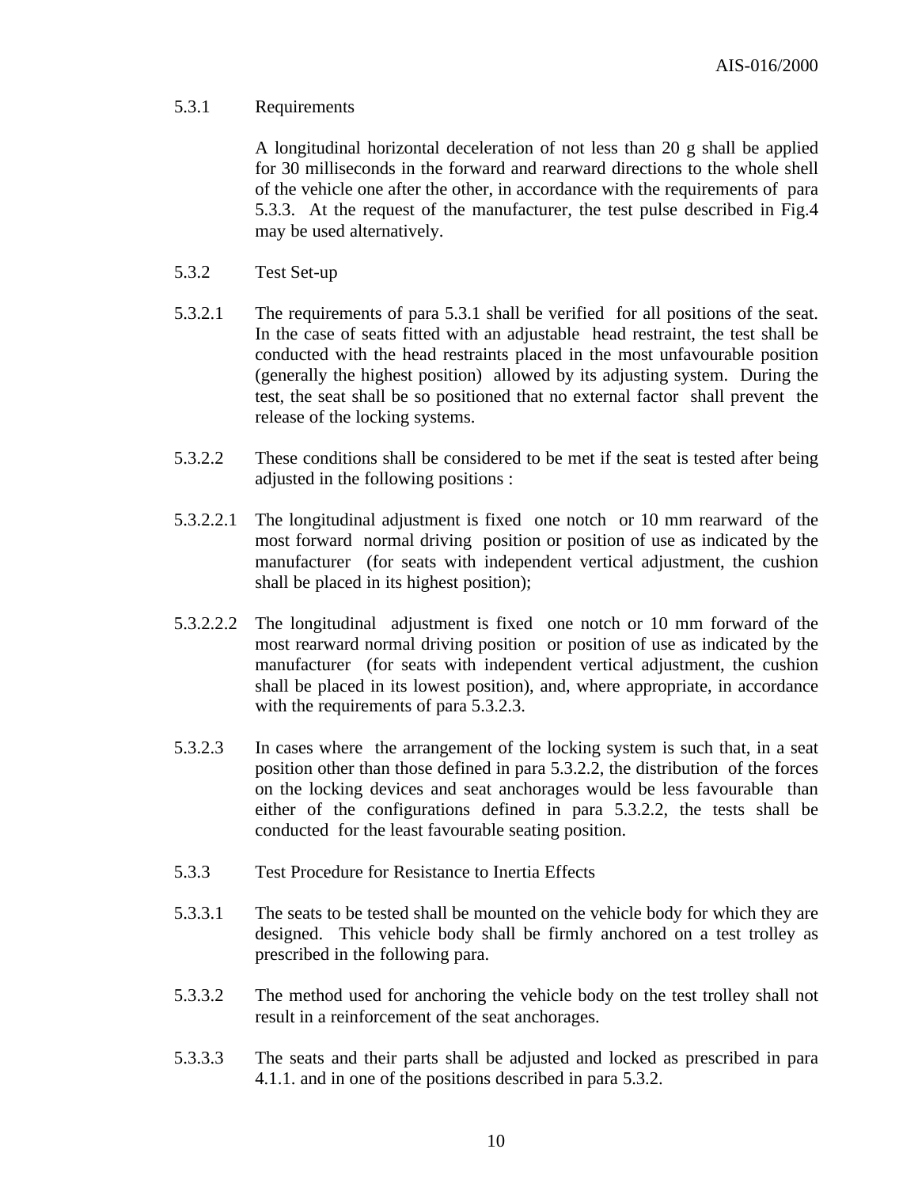5.3.1 Requirements

A longitudinal horizontal deceleration of not less than 20 g shall be applied for 30 milliseconds in the forward and rearward directions to the whole shell of the vehicle one after the other, in accordance with the requirements of para 5.3.3. At the request of the manufacturer, the test pulse described in Fig.4 may be used alternatively.

5.3.2 Test Set-up

5.3.2.1 The requirements of para 5.3.1 shall be verified for all positions of the seat. In the case of seats fitted with an adjustable head restraint, the test shall be conducted with the head restraints placed in the most unfavourable position (generally the highest position) allowed by its adjusting system. During the test, the seat shall be so positioned that no external factor shall prevent the release of the locking systems.

5.3.2.2 These conditions shall be considered to be met if the seat is tested after being adjusted in the following positions :

5.3.2.2.1 The longitudinal adjustment is fixed one notch or 10 mm rearward of the most forward normal driving position or position of use as indicated by the manufacturer (for seats with independent vertical adjustment, the cushion shall be placed in its highest position);

5.3.2.2.2 The longitudinal adjustment is fixed one notch or 10 mm forward of the most rearward normal driving position or position of use as indicated by the manufacturer (for seats with independent vertical adjustment, the cushion shall be placed in its lowest position), and, where appropriate, in accordance with the requirements of para 5.3.2.3.

5.3.2.3 In cases where the arrangement of the locking system is such that, in a seat position other than those defined in para 5.3.2.2, the distribution of the forces on the locking devices and seat anchorages would be less favourable than either of the configurations defined in para 5.3.2.2, the tests shall be conducted for the least favourable seating position.

5.3.3 Test Procedure for Resistance to Inertia Effects

5.3.3.1 The seats to be tested shall be mounted on the vehicle body for which they are designed. This vehicle body shall be firmly anchored on a test trolley as prescribed in the following para.

5.3.3.2 The method used for anchoring the vehicle body on the test trolley shall not result in a reinforcement of the seat anchorages.

5.3.3.3 The seats and their parts shall be adjusted and locked as prescribed in para 4.1.1. and in one of the positions described in para 5.3.2.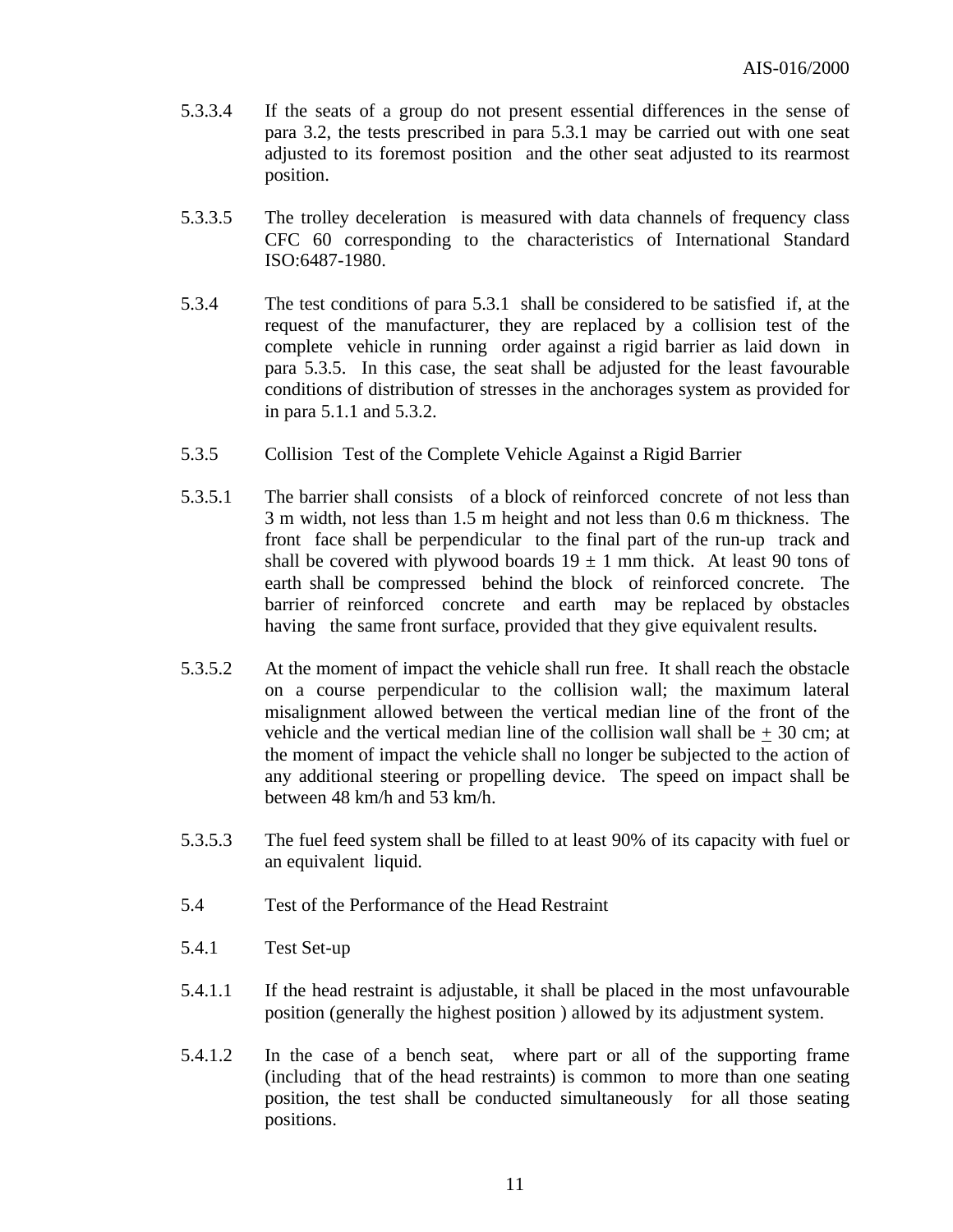5.3.3.4 If the seats of a group do not present essential differences in the sense of para 3.2, the tests prescribed in para 5.3.1 may be carried out with one seat adjusted to its foremost position and the other seat adjusted to its rearmost position.

5.3.3.5 The trolley deceleration is measured with data channels of frequency class CFC 60 corresponding to the characteristics of International Standard ISO:6487-1980.

5.3.4 The test conditions of para 5.3.1 shall be considered to be satisfied if, at the request of the manufacturer, they are replaced by a collision test of the complete vehicle in running order against a rigid barrier as laid down in para 5.3.5. In this case, the seat shall be adjusted for the least favourable conditions of distribution of stresses in the anchorages system as provided for in para 5.1.1 and 5.3.2.

5.3.5 Collision Test of the Complete Vehicle Against a Rigid Barrier

5.3.5.1 The barrier shall consists of a block of reinforced concrete of not less than 3 m width, not less than 1.5 m height and not less than 0.6 m thickness. The front face shall be perpendicular to the final part of the run-up track and shall be covered with plywood boards 19 ± 1 mm thick. At least 90 tons of earth shall be compressed behind the block of reinforced concrete. The barrier of reinforced concrete and earth may be replaced by obstacles having the same front surface, provided that they give equivalent results.

5.3.5.2 At the moment of impact the vehicle shall run free. It shall reach the obstacle on a course perpendicular to the collision wall; the maximum lateral misalignment allowed between the vertical median line of the front of the vehicle and the vertical median line of the collision wall shall be ± 30 cm; at the moment of impact the vehicle shall no longer be subjected to the action of any additional steering or propelling device. The speed on impact shall be between 48 km/h and 53 km/h.

5.3.5.3 The fuel feed system shall be filled to at least 90% of its capacity with fuel or an equivalent liquid.

5.4 Test of the Performance of the Head Restraint

5.4.1 Test Set-up

5.4.1.1 If the head restraint is adjustable, it shall be placed in the most unfavourable position (generally the highest position ) allowed by its adjustment system.

5.4.1.2 In the case of a bench seat, where part or all of the supporting frame (including that of the head restraints) is common to more than one seating position, the test shall be conducted simultaneously for all those seating positions.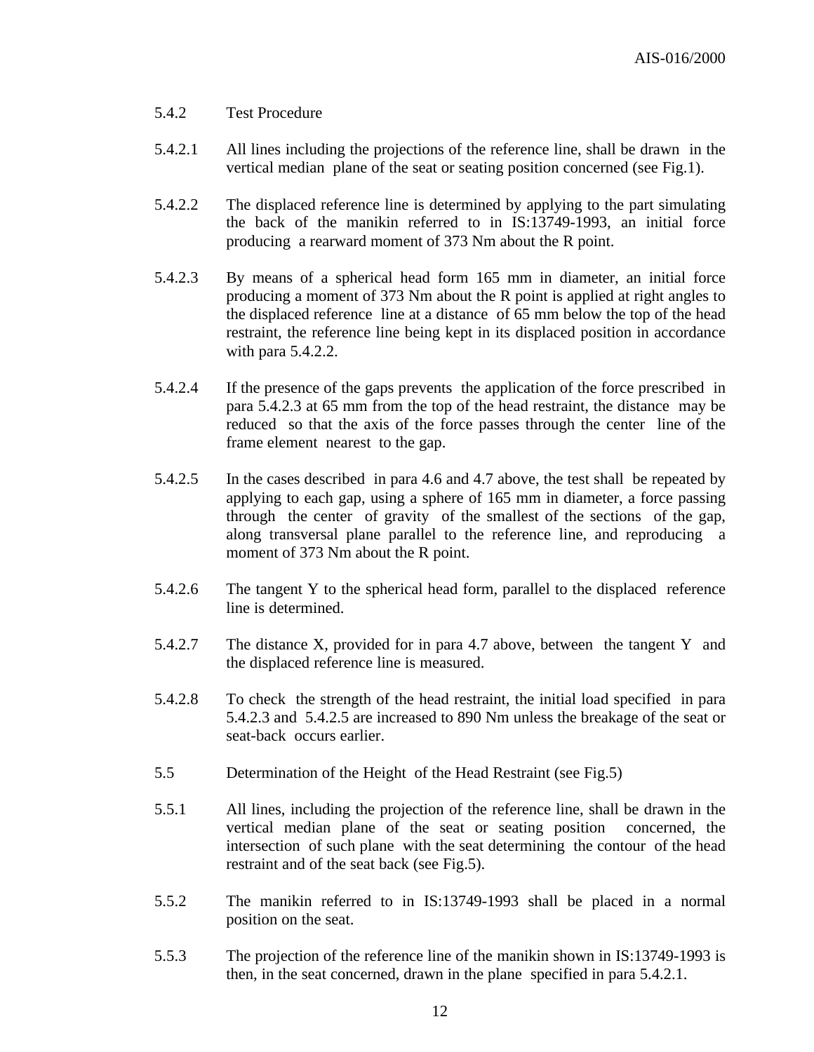5.4.2 Test Procedure

5.4.2.1 All lines including the projections of the reference line, shall be drawn in the vertical median plane of the seat or seating position concerned (see Fig.1).

5.4.2.2 The displaced reference line is determined by applying to the part simulating the back of the manikin referred to in IS:13749-1993, an initial force producing a rearward moment of 373 Nm about the R point.

5.4.2.3 By means of a spherical head form 165 mm in diameter, an initial force producing a moment of 373 Nm about the R point is applied at right angles to the displaced reference line at a distance of 65 mm below the top of the head restraint, the reference line being kept in its displaced position in accordance with para 5.4.2.2.

5.4.2.4 If the presence of the gaps prevents the application of the force prescribed in para 5.4.2.3 at 65 mm from the top of the head restraint, the distance may be reduced so that the axis of the force passes through the center line of the frame element nearest to the gap.

5.4.2.5 In the cases described in para 4.6 and 4.7 above, the test shall be repeated by applying to each gap, using a sphere of 165 mm in diameter, a force passing through the center of gravity of the smallest of the sections of the gap, along transversal plane parallel to the reference line, and reproducing a moment of 373 Nm about the R point.

5.4.2.6 The tangent Y to the spherical head form, parallel to the displaced reference line is determined.

5.4.2.7 The distance X, provided for in para 4.7 above, between the tangent Y and the displaced reference line is measured.

5.4.2.8 To check the strength of the head restraint, the initial load specified in para 5.4.2.3 and 5.4.2.5 are increased to 890 Nm unless the breakage of the seat or seat-back occurs earlier.

5.5 Determination of the Height of the Head Restraint (see Fig.5)

5.5.1 All lines, including the projection of the reference line, shall be drawn in the vertical median plane of the seat or seating position concerned, the intersection of such plane with the seat determining the contour of the head restraint and of the seat back (see Fig.5).

5.5.2 The manikin referred to in IS:13749-1993 shall be placed in a normal position on the seat.

5.5.3 The projection of the reference line of the manikin shown in IS:13749-1993 is then, in the seat concerned, drawn in the plane specified in para 5.4.2.1.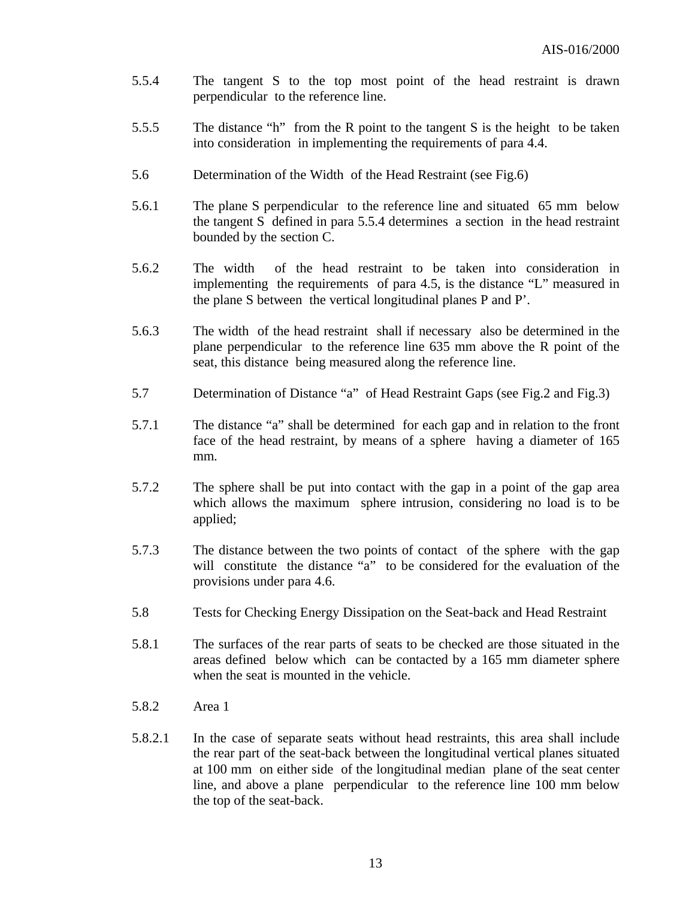5.5.4 The tangent S to the top most point of the head restraint is drawn perpendicular to the reference line.

5.5.5 The distance "h" from the R point to the tangent S is the height to be taken into consideration in implementing the requirements of para 4.4.

5.6 Determination of the Width of the Head Restraint (see Fig.6)

5.6.1 The plane S perpendicular to the reference line and situated 65 mm below the tangent S defined in para 5.5.4 determines a section in the head restraint bounded by the section C.

5.6.2 The width of the head restraint to be taken into consideration in implementing the requirements of para 4.5, is the distance "L" measured in the plane S between the vertical longitudinal planes P and P'.

5.6.3 The width of the head restraint shall if necessary also be determined in the plane perpendicular to the reference line 635 mm above the R point of the seat, this distance being measured along the reference line.

5.7 Determination of Distance "a" of Head Restraint Gaps (see Fig.2 and Fig.3)

5.7.1 The distance "a" shall be determined for each gap and in relation to the front face of the head restraint, by means of a sphere having a diameter of 165 mm.

5.7.2 The sphere shall be put into contact with the gap in a point of the gap area which allows the maximum sphere intrusion, considering no load is to be applied;

5.7.3 The distance between the two points of contact of the sphere with the gap will constitute the distance "a" to be considered for the evaluation of the provisions under para 4.6.

5.8 Tests for Checking Energy Dissipation on the Seat-back and Head Restraint

5.8.1 The surfaces of the rear parts of seats to be checked are those situated in the areas defined below which can be contacted by a 165 mm diameter sphere when the seat is mounted in the vehicle.

5.8.2 Area 1

5.8.2.1 In the case of separate seats without head restraints, this area shall include the rear part of the seat-back between the longitudinal vertical planes situated at 100 mm on either side of the longitudinal median plane of the seat center line, and above a plane perpendicular to the reference line 100 mm below the top of the seat-back.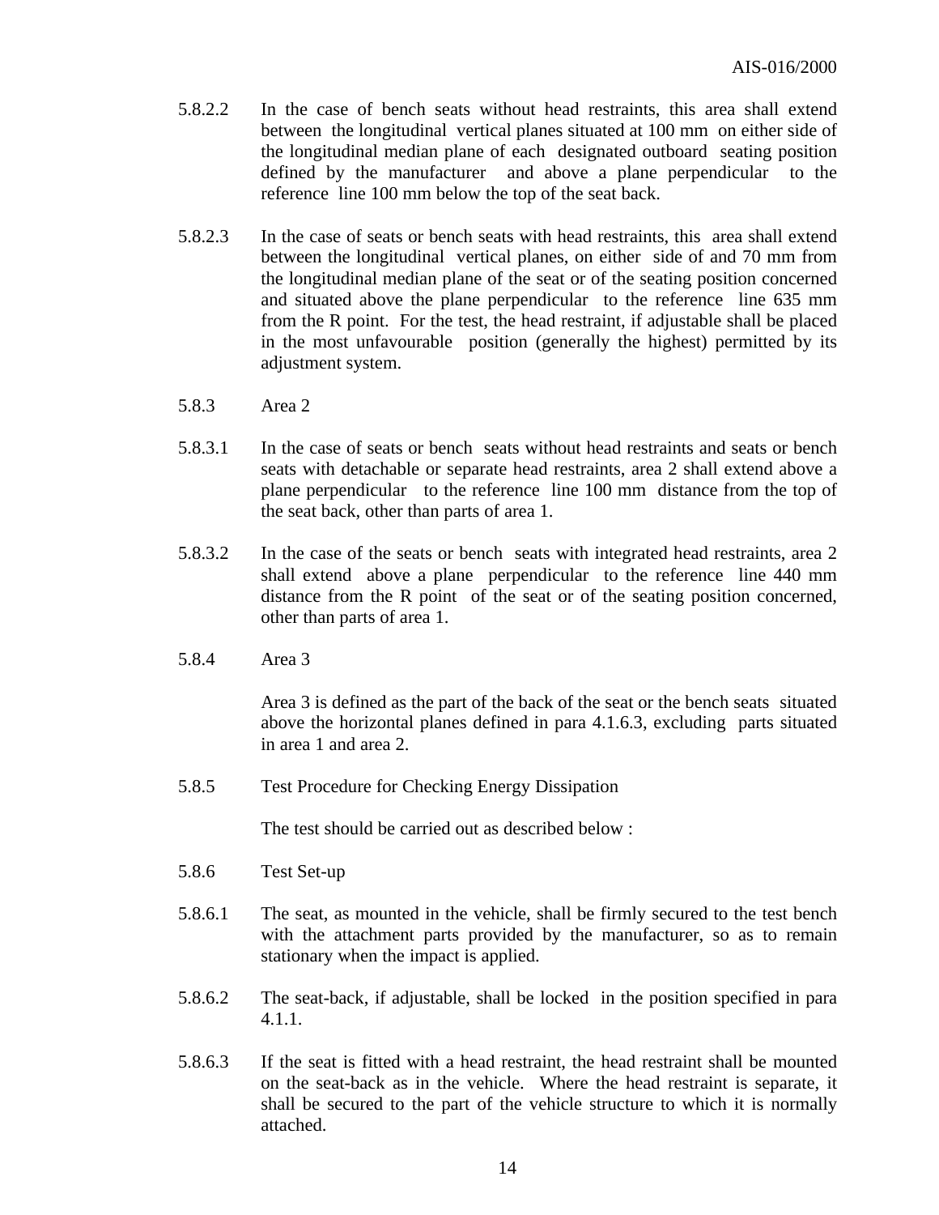5.8.2.2 In the case of bench seats without head restraints, this area shall extend between the longitudinal vertical planes situated at 100 mm on either side of the longitudinal median plane of each designated outboard seating position defined by the manufacturer and above a plane perpendicular to the reference line 100 mm below the top of the seat back.

5.8.2.3 In the case of seats or bench seats with head restraints, this area shall extend between the longitudinal vertical planes, on either side of and 70 mm from the longitudinal median plane of the seat or of the seating position concerned and situated above the plane perpendicular to the reference line 635 mm from the R point. For the test, the head restraint, if adjustable shall be placed in the most unfavourable position (generally the highest) permitted by its adjustment system.

5.8.3 Area 2

5.8.3.1 In the case of seats or bench seats without head restraints and seats or bench seats with detachable or separate head restraints, area 2 shall extend above a plane perpendicular to the reference line 100 mm distance from the top of the seat back, other than parts of area 1.

5.8.3.2 In the case of the seats or bench seats with integrated head restraints, area 2 shall extend above a plane perpendicular to the reference line 440 mm distance from the R point of the seat or of the seating position concerned, other than parts of area 1.

5.8.4 Area 3

Area 3 is defined as the part of the back of the seat or the bench seats situated above the horizontal planes defined in para 4.1.6.3, excluding parts situated in area 1 and area 2.

5.8.5 Test Procedure for Checking Energy Dissipation

The test should be carried out as described below :

5.8.6 Test Set-up

5.8.6.1 The seat, as mounted in the vehicle, shall be firmly secured to the test bench with the attachment parts provided by the manufacturer, so as to remain stationary when the impact is applied.

5.8.6.2 The seat-back, if adjustable, shall be locked in the position specified in para 4.1.1.

5.8.6.3 If the seat is fitted with a head restraint, the head restraint shall be mounted on the seat-back as in the vehicle. Where the head restraint is separate, it shall be secured to the part of the vehicle structure to which it is normally attached.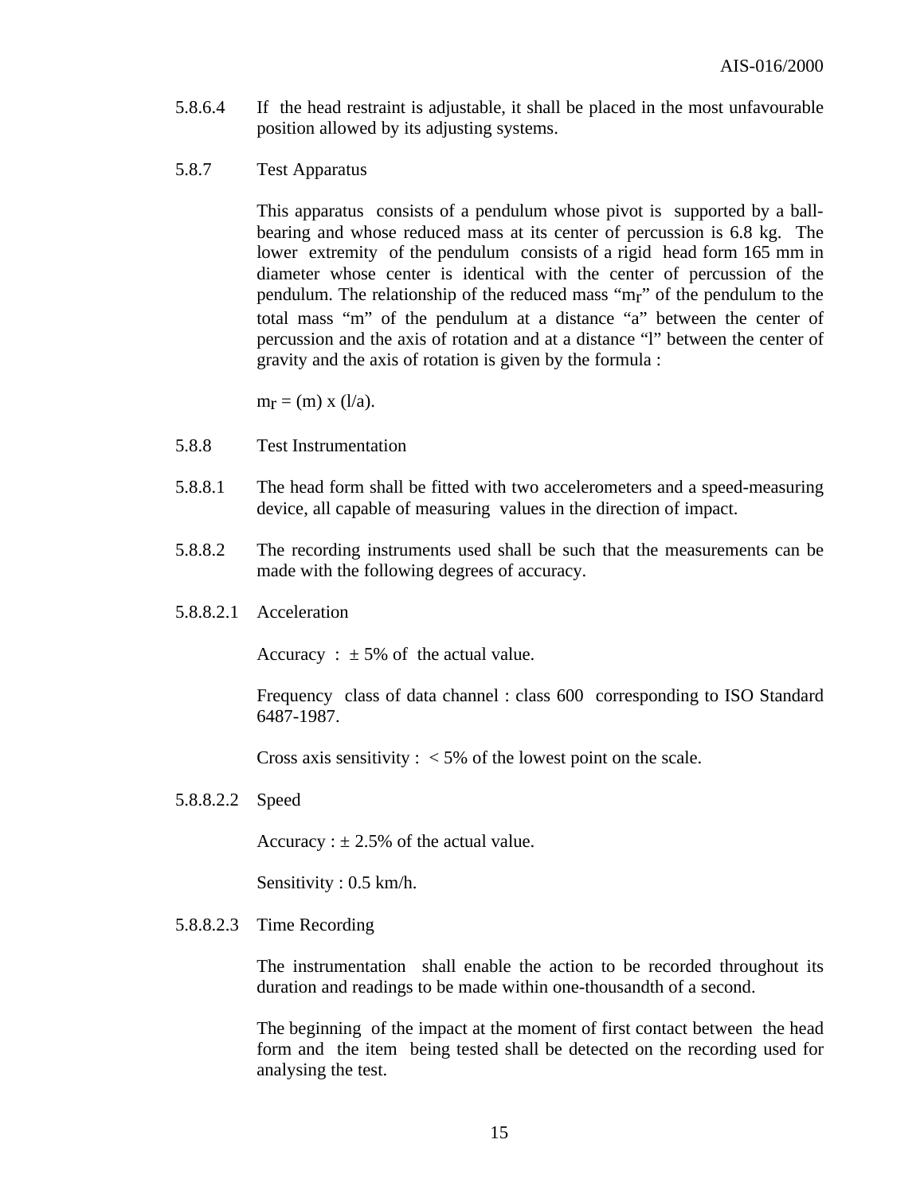5.8.6.4 If the head restraint is adjustable, it shall be placed in the most unfavourable position allowed by its adjusting systems.

5.8.7 Test Apparatus

This apparatus consists of a pendulum whose pivot is supported by a ball-bearing and whose reduced mass at its center of percussion is 6.8 kg. The lower extremity of the pendulum consists of a rigid head form 165 mm in diameter whose center is identical with the center of percussion of the pendulum. The relationship of the reduced mass "$m_r$" of the pendulum to the total mass "m" of the pendulum at a distance "a" between the center of percussion and the axis of rotation and at a distance "l" between the center of gravity and the axis of rotation is given by the formula :

$m_r = (m) \times (l/a)$.

5.8.8 Test Instrumentation

5.8.8.1 The head form shall be fitted with two accelerometers and a speed-measuring device, all capable of measuring values in the direction of impact.

5.8.8.2 The recording instruments used shall be such that the measurements can be made with the following degrees of accuracy.

5.8.8.2.1 Acceleration

Accuracy : ± 5% of the actual value.

Frequency class of data channel : class 600 corresponding to ISO Standard 6487-1987.

Cross axis sensitivity : < 5% of the lowest point on the scale.

5.8.8.2.2 Speed

Accuracy : ± 2.5% of the actual value.

Sensitivity : 0.5 km/h.

5.8.8.2.3 Time Recording

The instrumentation shall enable the action to be recorded throughout its duration and readings to be made within one-thousandth of a second.

The beginning of the impact at the moment of first contact between the head form and the item being tested shall be detected on the recording used for analysing the test.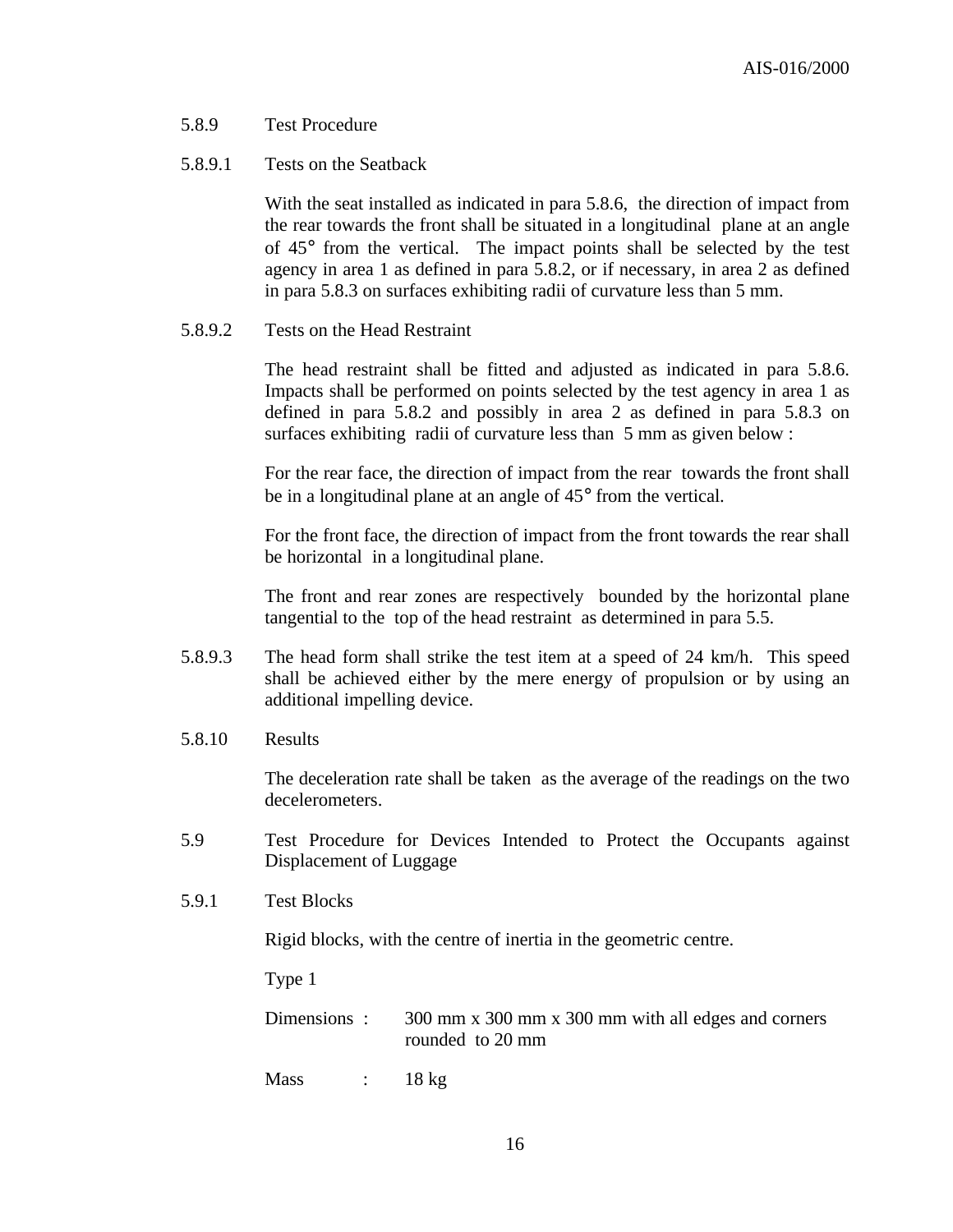5.8.9 Test Procedure

5.8.9.1 Tests on the Seatback

With the seat installed as indicated in para 5.8.6, the direction of impact from the rear towards the front shall be situated in a longitudinal plane at an angle of 45° from the vertical. The impact points shall be selected by the test agency in area 1 as defined in para 5.8.2, or if necessary, in area 2 as defined in para 5.8.3 on surfaces exhibiting radii of curvature less than 5 mm.

5.8.9.2 Tests on the Head Restraint

The head restraint shall be fitted and adjusted as indicated in para 5.8.6. Impacts shall be performed on points selected by the test agency in area 1 as defined in para 5.8.2 and possibly in area 2 as defined in para 5.8.3 on surfaces exhibiting radii of curvature less than 5 mm as given below :

For the rear face, the direction of impact from the rear towards the front shall be in a longitudinal plane at an angle of 45° from the vertical.

For the front face, the direction of impact from the front towards the rear shall be horizontal in a longitudinal plane.

The front and rear zones are respectively bounded by the horizontal plane tangential to the top of the head restraint as determined in para 5.5.

5.8.9.3 The head form shall strike the test item at a speed of 24 km/h. This speed shall be achieved either by the mere energy of propulsion or by using an additional impelling device.

5.8.10 Results

The deceleration rate shall be taken as the average of the readings on the two decelerometers.

5.9 Test Procedure for Devices Intended to Protect the Occupants against Displacement of Luggage

5.9.1 Test Blocks

Rigid blocks, with the centre of inertia in the geometric centre.

Type 1

Dimensions : 300 mm x 300 mm x 300 mm with all edges and corners rounded to 20 mm

Mass : 18 kg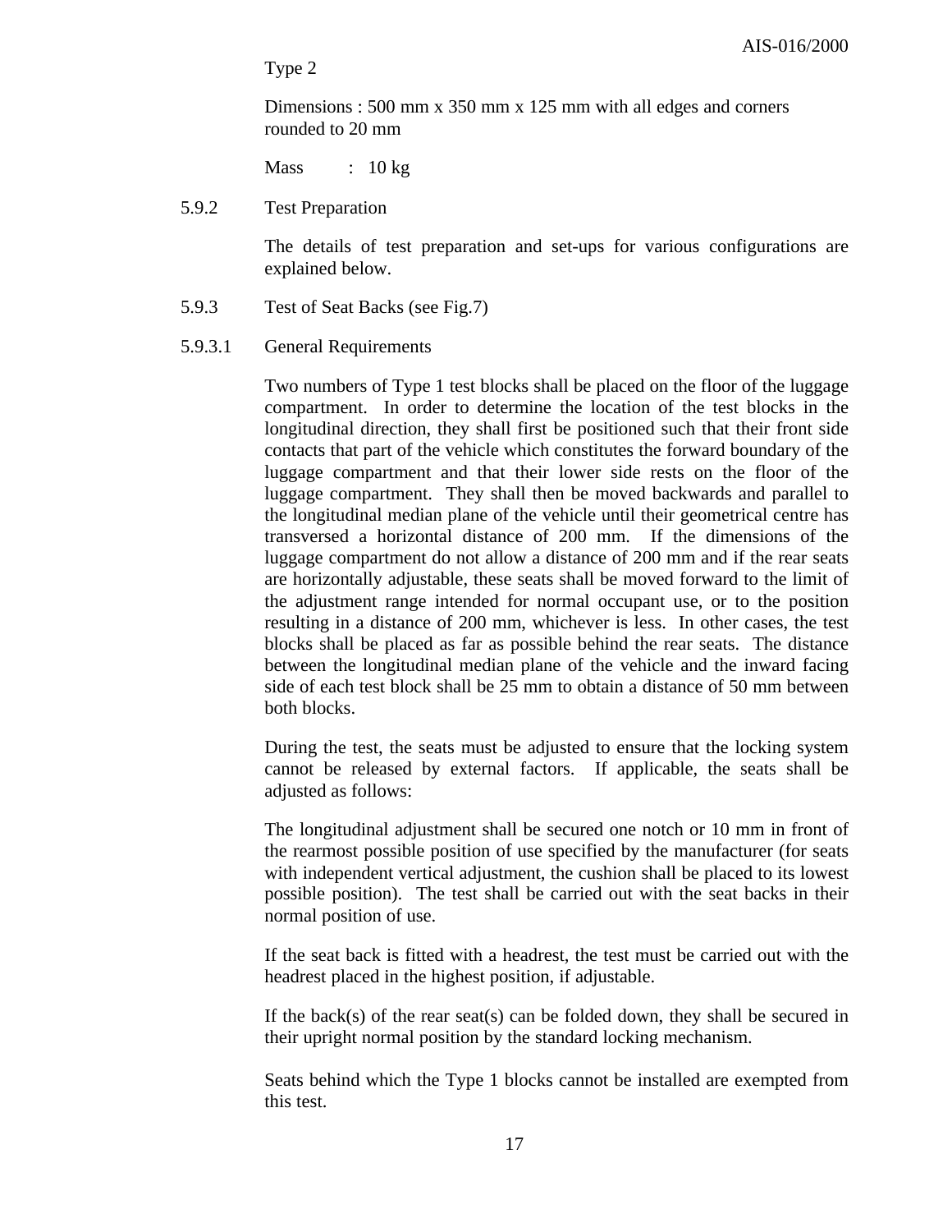Type 2

Dimensions : 500 mm x 350 mm x 125 mm with all edges and corners rounded to 20 mm

Mass : 10 kg

5.9.2 Test Preparation

The details of test preparation and set-ups for various configurations are explained below.

5.9.3 Test of Seat Backs (see Fig.7)

5.9.3.1 General Requirements

Two numbers of Type 1 test blocks shall be placed on the floor of the luggage compartment. In order to determine the location of the test blocks in the longitudinal direction, they shall first be positioned such that their front side contacts that part of the vehicle which constitutes the forward boundary of the luggage compartment and that their lower side rests on the floor of the luggage compartment. They shall then be moved backwards and parallel to the longitudinal median plane of the vehicle until their geometrical centre has transversed a horizontal distance of 200 mm. If the dimensions of the luggage compartment do not allow a distance of 200 mm and if the rear seats are horizontally adjustable, these seats shall be moved forward to the limit of the adjustment range intended for normal occupant use, or to the position resulting in a distance of 200 mm, whichever is less. In other cases, the test blocks shall be placed as far as possible behind the rear seats. The distance between the longitudinal median plane of the vehicle and the inward facing side of each test block shall be 25 mm to obtain a distance of 50 mm between both blocks.

During the test, the seats must be adjusted to ensure that the locking system cannot be released by external factors. If applicable, the seats shall be adjusted as follows:

The longitudinal adjustment shall be secured one notch or 10 mm in front of the rearmost possible position of use specified by the manufacturer (for seats with independent vertical adjustment, the cushion shall be placed to its lowest possible position). The test shall be carried out with the seat backs in their normal position of use.

If the seat back is fitted with a headrest, the test must be carried out with the headrest placed in the highest position, if adjustable.

If the back(s) of the rear seat(s) can be folded down, they shall be secured in their upright normal position by the standard locking mechanism.

Seats behind which the Type 1 blocks cannot be installed are exempted from this test.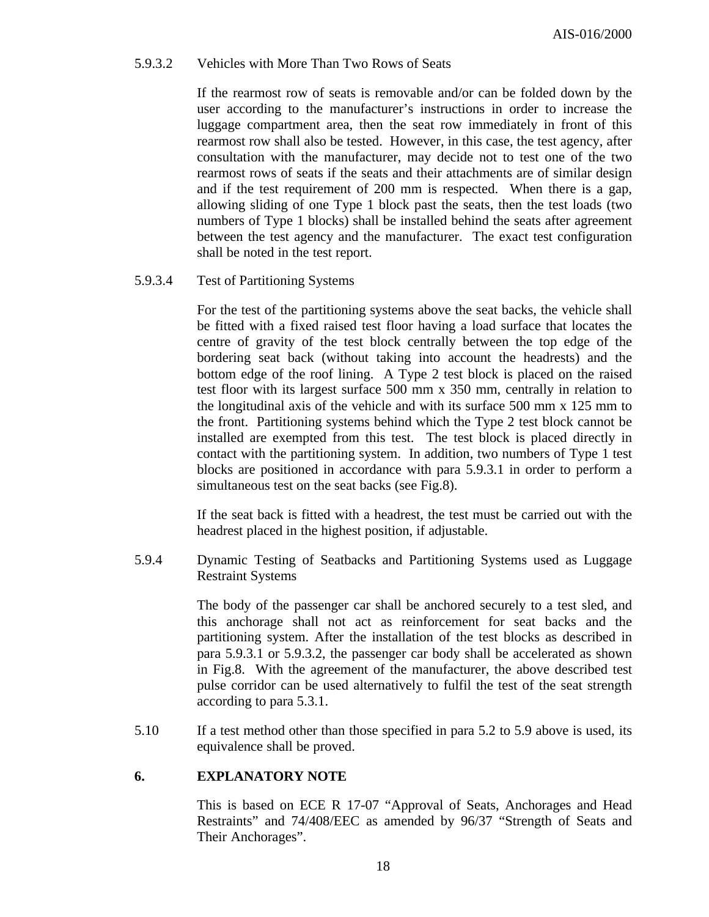5.9.3.2 Vehicles with More Than Two Rows of Seats

If the rearmost row of seats is removable and/or can be folded down by the user according to the manufacturer's instructions in order to increase the luggage compartment area, then the seat row immediately in front of this rearmost row shall also be tested. However, in this case, the test agency, after consultation with the manufacturer, may decide not to test one of the two rearmost rows of seats if the seats and their attachments are of similar design and if the test requirement of 200 mm is respected. When there is a gap, allowing sliding of one Type 1 block past the seats, then the test loads (two numbers of Type 1 blocks) shall be installed behind the seats after agreement between the test agency and the manufacturer. The exact test configuration shall be noted in the test report.

5.9.3.4 Test of Partitioning Systems

For the test of the partitioning systems above the seat backs, the vehicle shall be fitted with a fixed raised test floor having a load surface that locates the centre of gravity of the test block centrally between the top edge of the bordering seat back (without taking into account the headrests) and the bottom edge of the roof lining. A Type 2 test block is placed on the raised test floor with its largest surface 500 mm x 350 mm, centrally in relation to the longitudinal axis of the vehicle and with its surface 500 mm x 125 mm to the front. Partitioning systems behind which the Type 2 test block cannot be installed are exempted from this test. The test block is placed directly in contact with the partitioning system. In addition, two numbers of Type 1 test blocks are positioned in accordance with para 5.9.3.1 in order to perform a simultaneous test on the seat backs (see Fig.8).

If the seat back is fitted with a headrest, the test must be carried out with the headrest placed in the highest position, if adjustable.

5.9.4 Dynamic Testing of Seatbacks and Partitioning Systems used as Luggage Restraint Systems

The body of the passenger car shall be anchored securely to a test sled, and this anchorage shall not act as reinforcement for seat backs and the partitioning system. After the installation of the test blocks as described in para 5.9.3.1 or 5.9.3.2, the passenger car body shall be accelerated as shown in Fig.8. With the agreement of the manufacturer, the above described test pulse corridor can be used alternatively to fulfil the test of the seat strength according to para 5.3.1.

5.10 If a test method other than those specified in para 5.2 to 5.9 above is used, its equivalence shall be proved.

## 6. EXPLANATORY NOTE

This is based on ECE R 17-07 "Approval of Seats, Anchorages and Head Restraints" and 74/408/EEC as amended by 96/37 "Strength of Seats and Their Anchorages".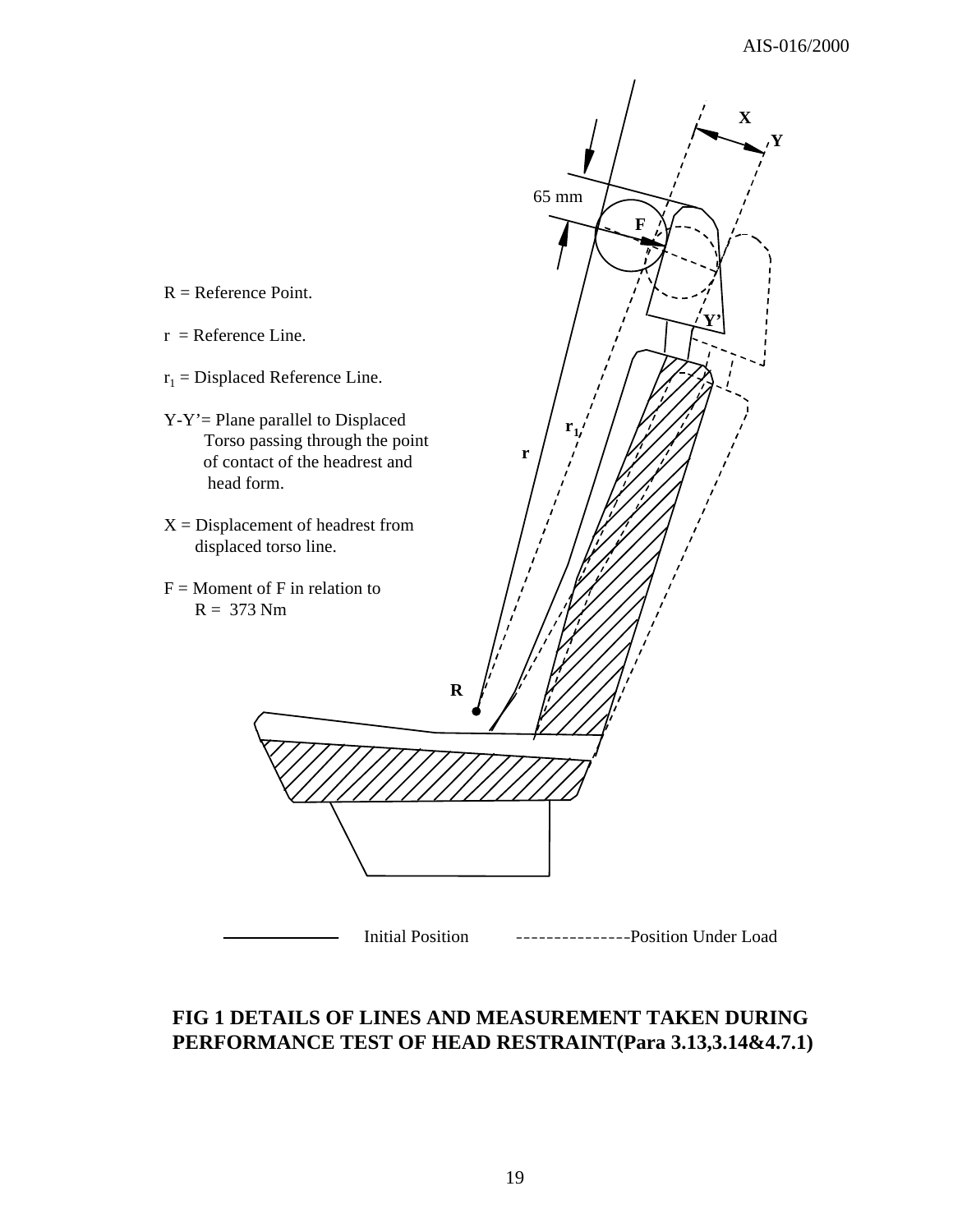R = Reference Point.

r = Reference Line.

$r_1$ = Displaced Reference Line.

Y-Y'= Plane parallel to Displaced Torso passing through the point of contact of the headrest and head form.

X = Displacement of headrest from displaced torso line.

F = Moment of F in relation to R = 373 Nm

65 mm

F

X

Y

Y'

$r_1$

r

R

Initial Position ---------------Position Under Load

**FIG 1 DETAILS OF LINES AND MEASUREMENT TAKEN DURING PERFORMANCE TEST OF HEAD RESTRAINT(Para 3.13,3.14&4.7.1)**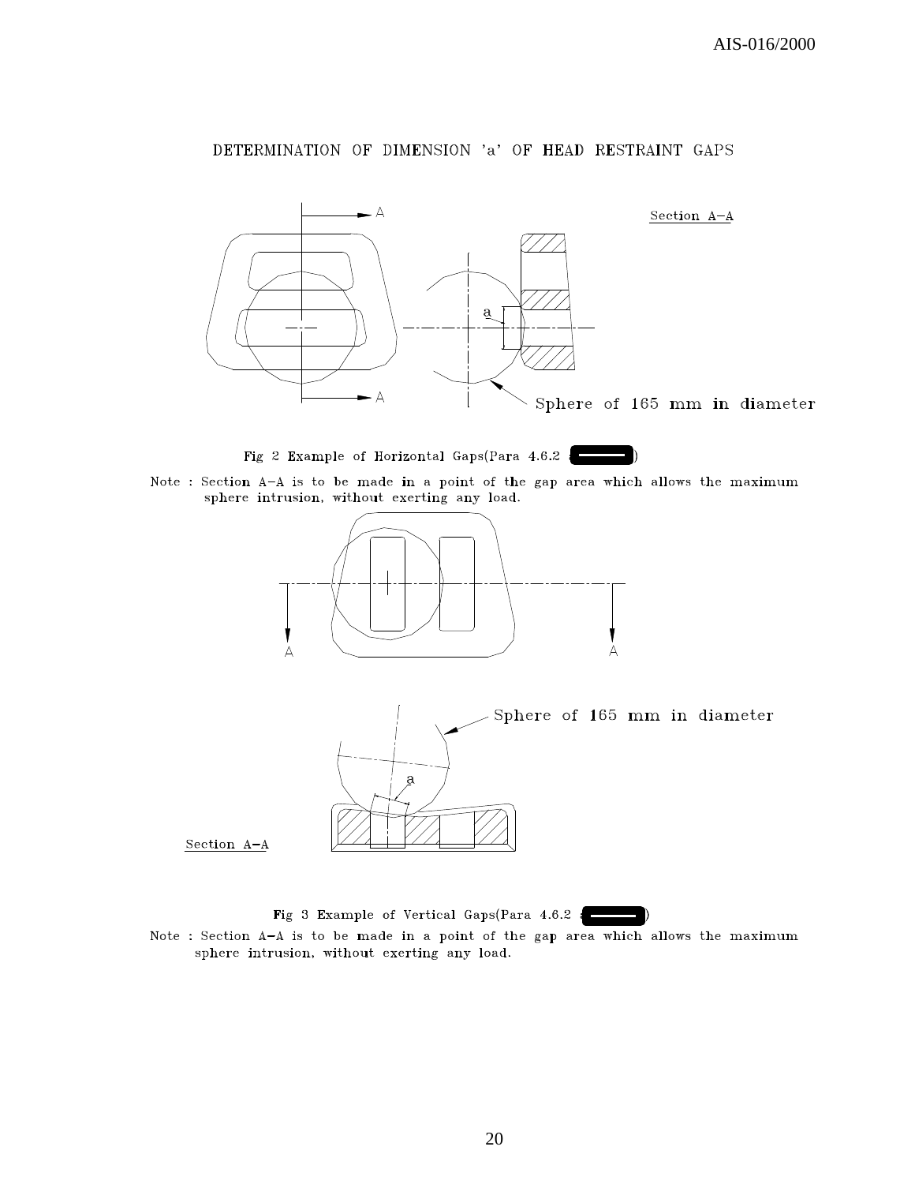## DETERMINATION OF DIMENSION 'a' OF HEAD RESTRAINT GAPS

Section A–A

a

Sphere of 165 mm in diameter

Fig 2 Example of Horizontal Gaps(Para 4.6.2 )

Note : Section A–A is to be made in a point of the gap area which allows the maximum sphere intrusion, without exerting any load.

Sphere of 165 mm in diameter

a

Section A–A

Fig 3 Example of Vertical Gaps(Para 4.6.2 )

Note : Section A–A is to be made in a point of the gap area which allows the maximum sphere intrusion, without exerting any load.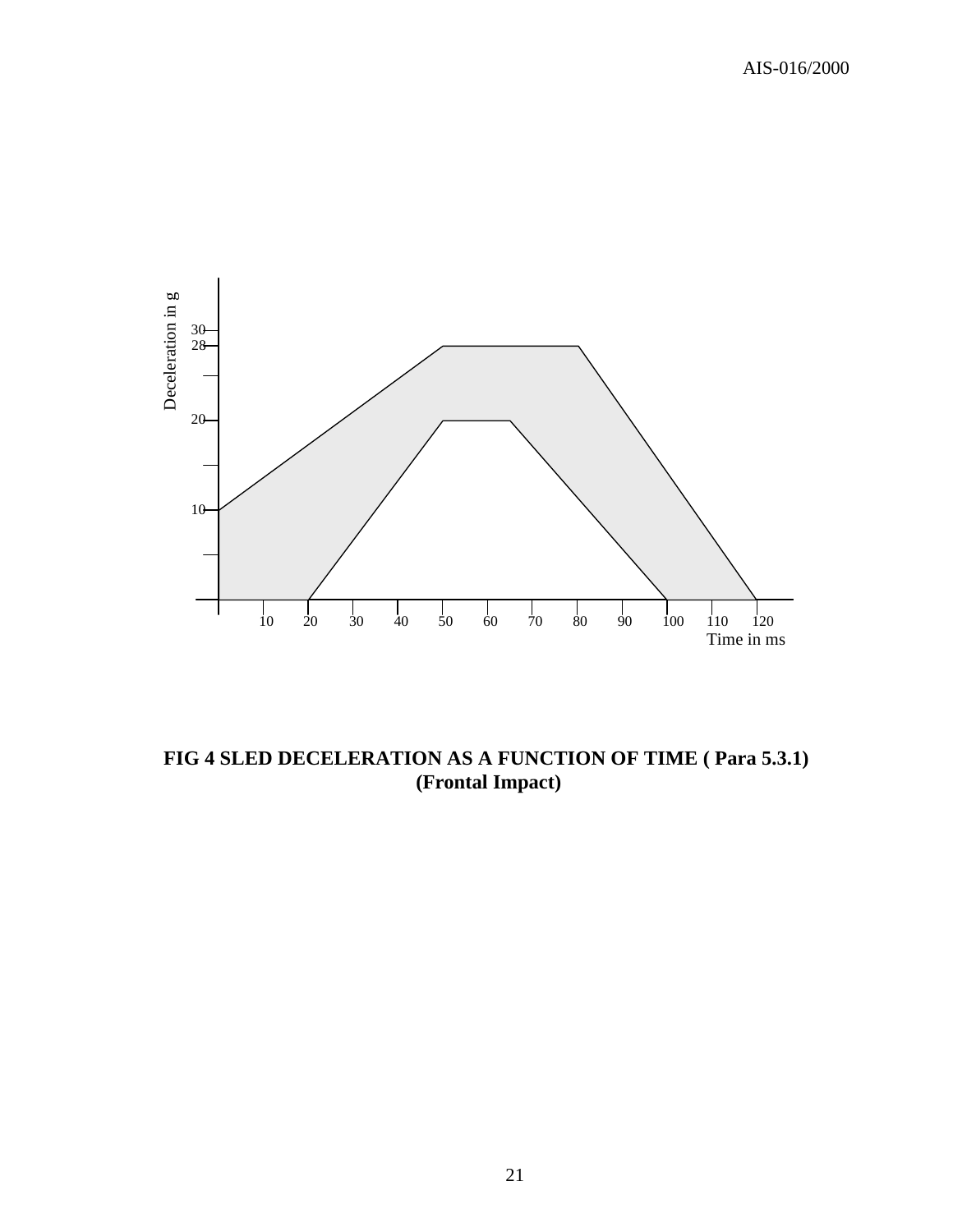**FIG 4 SLED DECELERATION AS A FUNCTION OF TIME ( Para 5.3.1)**
**(Frontal Impact)**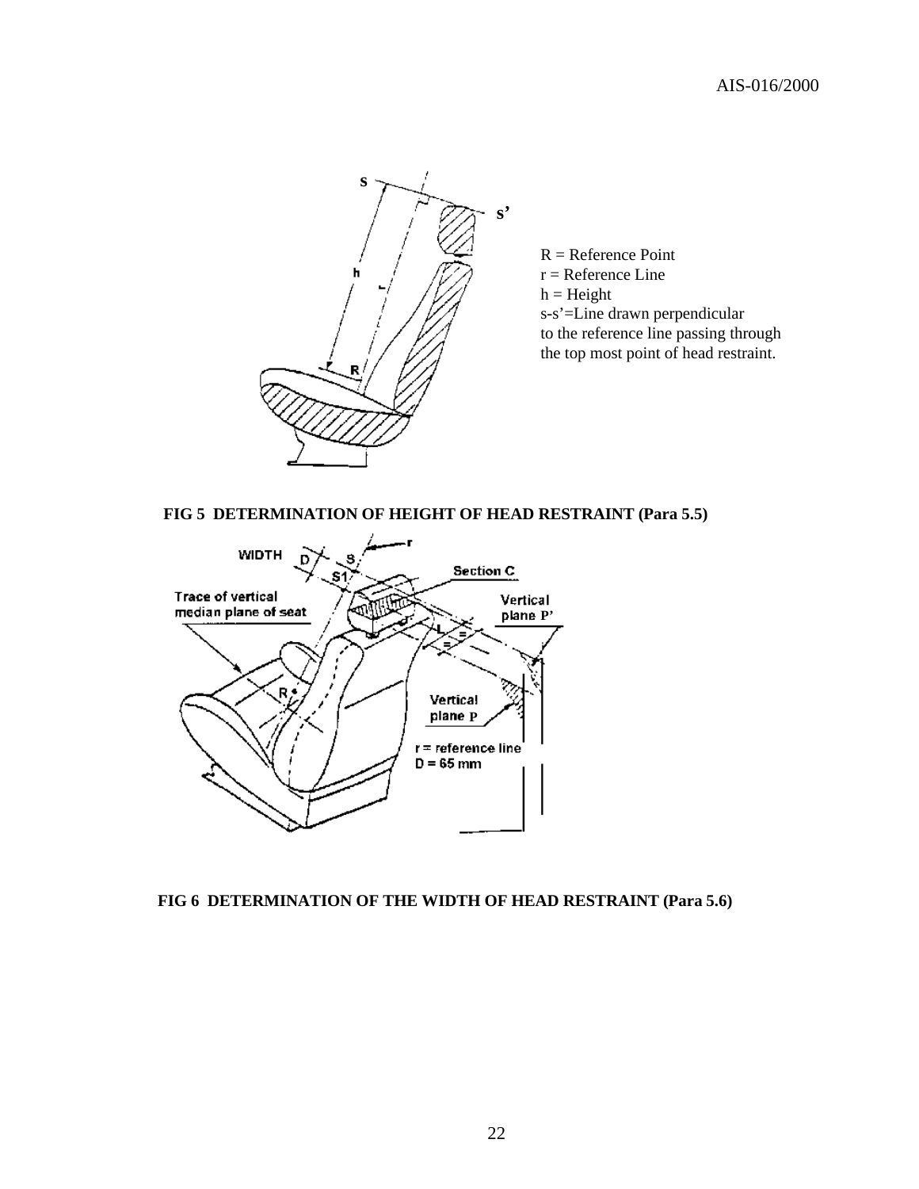R = Reference Point
r = Reference Line
h = Height
s-s'=Line drawn perpendicular to the reference line passing through the top most point of head restraint.

**FIG 5 DETERMINATION OF HEIGHT OF HEAD RESTRAINT (Para 5.5)**

r = reference line
D = 65 mm

**FIG 6 DETERMINATION OF THE WIDTH OF HEAD RESTRAINT (Para 5.6)**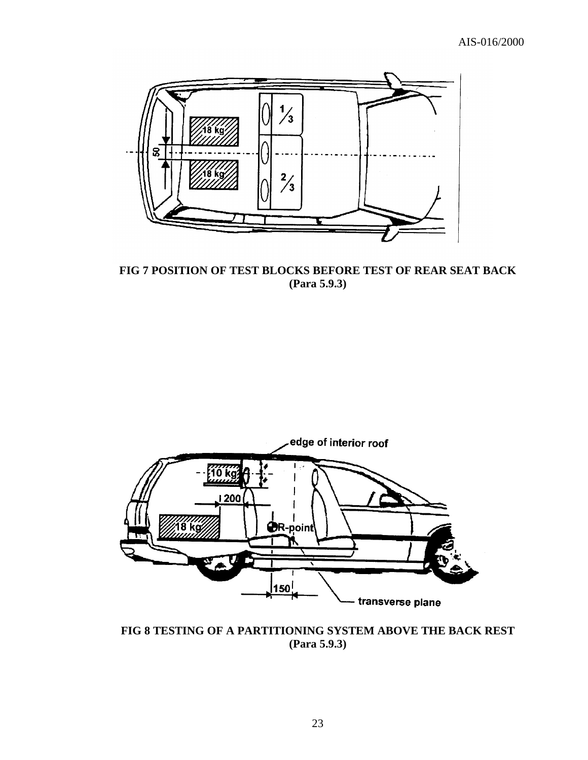**FIG 7 POSITION OF TEST BLOCKS BEFORE TEST OF REAR SEAT BACK (Para 5.9.3)**

**FIG 8 TESTING OF A PARTITIONING SYSTEM ABOVE THE BACK REST (Para 5.9.3)**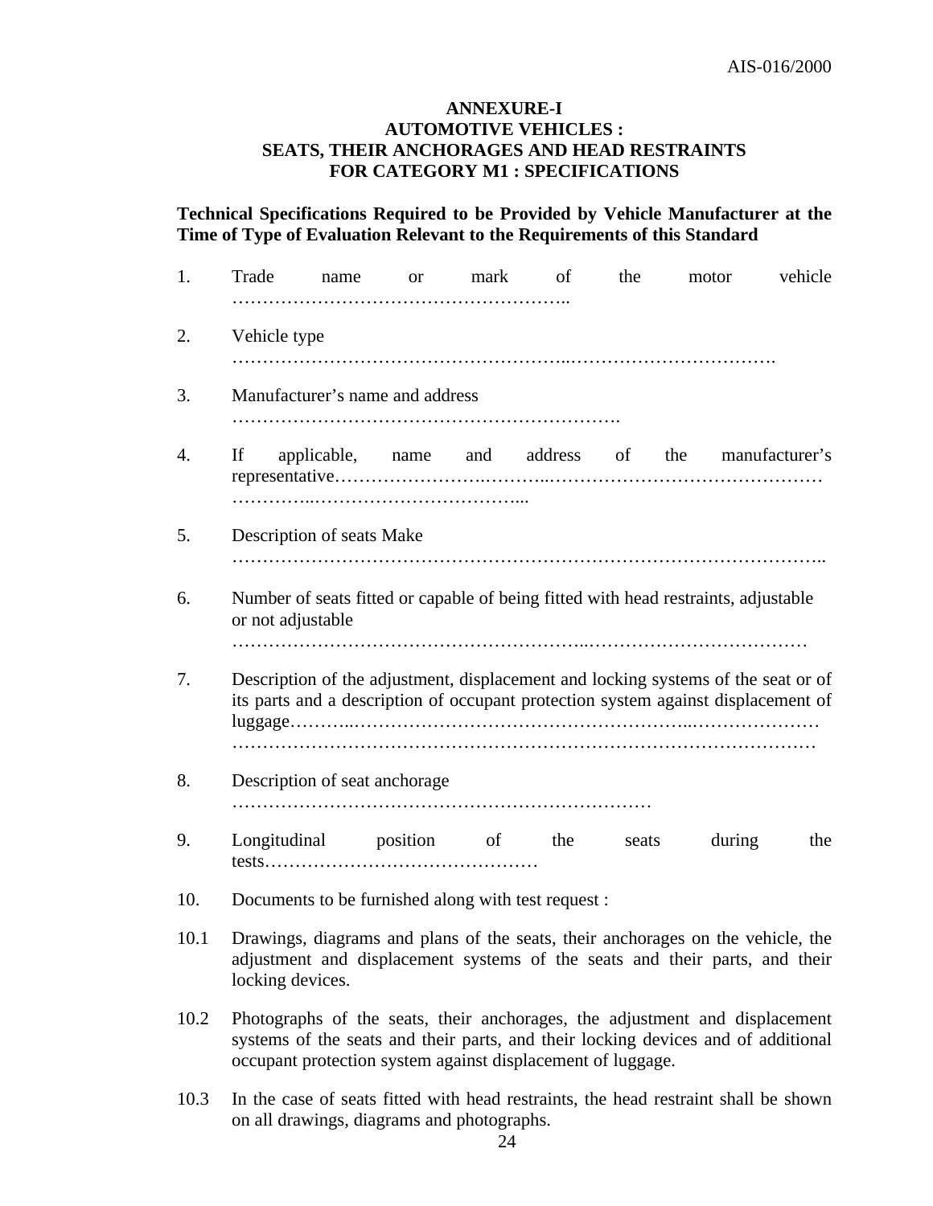**ANNEXURE-I**
**AUTOMOTIVE VEHICLES :**
**SEATS, THEIR ANCHORAGES AND HEAD RESTRAINTS**
**FOR CATEGORY M1 : SPECIFICATIONS**

**Technical Specifications Required to be Provided by Vehicle Manufacturer at the Time of Type of Evaluation Relevant to the Requirements of this Standard**

1. Trade name or mark of the motor vehicle ………………………………………………..

2. Vehicle type ……………………………………………..…………………………….

3. Manufacturer's name and address ……………………………………………………….

4. If applicable, name and address of the manufacturer's representative………………….………..……………………………………… …………..……………………………...

5. Description of seats Make ……………………………………………………………………………..

6. Number of seats fitted or capable of being fitted with head restraints, adjustable or not adjustable ………………………………………………..………………………………

7. Description of the adjustment, displacement and locking systems of the seat or of its parts and a description of occupant protection system against displacement of luggage………..………………………………………………..………………… ……………………………………………………………………………………

8. Description of seat anchorage ……………………….……………………………………

9. Longitudinal position of the seats during the tests………………………………………

10. Documents to be furnished along with test request :

10.1 Drawings, diagrams and plans of the seats, their anchorages on the vehicle, the adjustment and displacement systems of the seats and their parts, and their locking devices.

10.2 Photographs of the seats, their anchorages, the adjustment and displacement systems of the seats and their parts, and their locking devices and of additional occupant protection system against displacement of luggage.

10.3 In the case of seats fitted with head restraints, the head restraint shall be shown on all drawings, diagrams and photographs.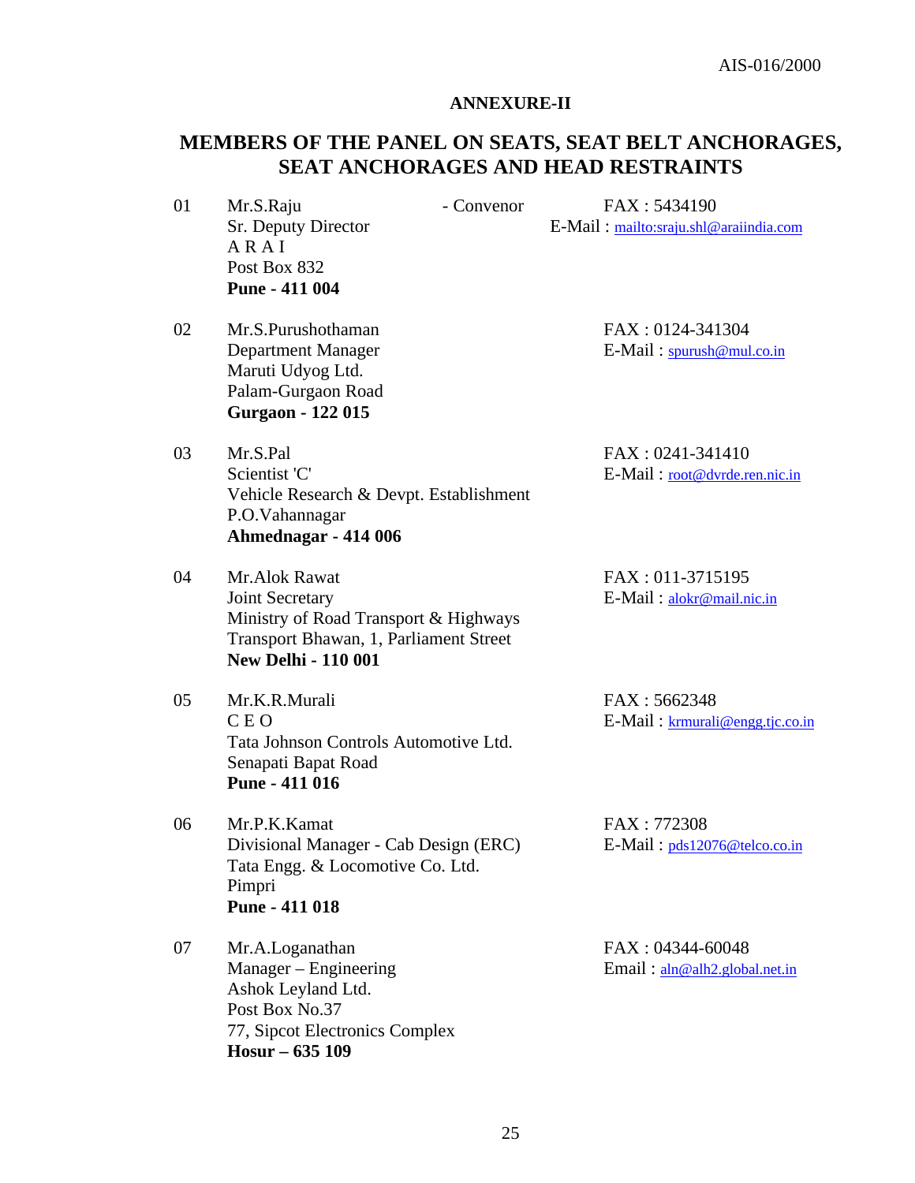## ANNEXURE-II

# MEMBERS OF THE PANEL ON SEATS, SEAT BELT ANCHORAGES, SEAT ANCHORAGES AND HEAD RESTRAINTS

01 Mr.S.Raju - Convenor
Sr. Deputy Director
A R A I
Post Box 832
**Pune - 411 004**
FAX : 5434190
E-Mail : mailto:sraju.shl@araiindia.com

02 Mr.S.Purushothaman
Department Manager
Maruti Udyog Ltd.
Palam-Gurgaon Road
**Gurgaon - 122 015**
FAX : 0124-341304
E-Mail : spurush@mul.co.in

03 Mr.S.Pal
Scientist 'C'
Vehicle Research & Devpt. Establishment
P.O.Vahannagar
**Ahmednagar - 414 006**
FAX : 0241-341410
E-Mail : root@dvrde.ren.nic.in

04 Mr.Alok Rawat
Joint Secretary
Ministry of Road Transport & Highways
Transport Bhawan, 1, Parliament Street
**New Delhi - 110 001**
FAX : 011-3715195
E-Mail : alokr@mail.nic.in

05 Mr.K.R.Murali
C E O
Tata Johnson Controls Automotive Ltd.
Senapati Bapat Road
**Pune - 411 016**
FAX : 5662348
E-Mail : krmurali@engg.tjc.co.in

06 Mr.P.K.Kamat
Divisional Manager - Cab Design (ERC)
Tata Engg. & Locomotive Co. Ltd.
Pimpri
**Pune - 411 018**
FAX : 772308
E-Mail : pds12076@telco.co.in

07 Mr.A.Loganathan
Manager – Engineering
Ashok Leyland Ltd.
Post Box No.37
77, Sipcot Electronics Complex
**Hosur – 635 109**
FAX : 04344-60048
Email : aln@alh2.global.net.in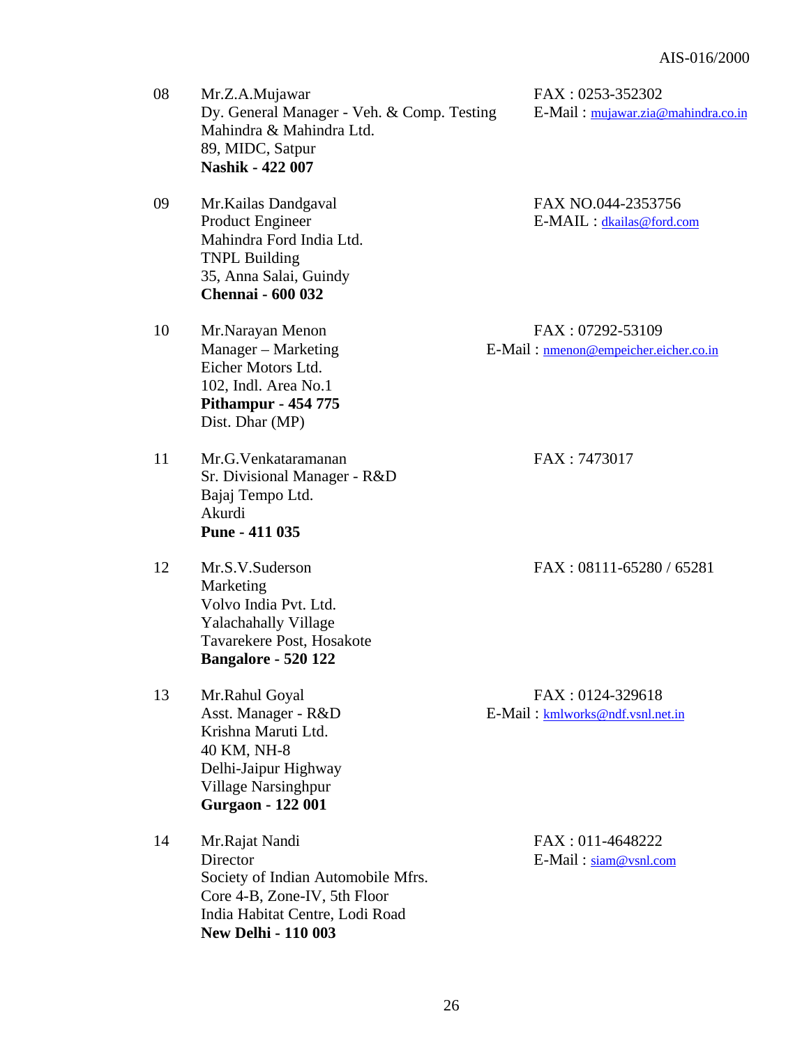08 Mr.Z.A.Mujawar
Dy. General Manager - Veh. & Comp. Testing
Mahindra & Mahindra Ltd.
89, MIDC, Satpur
**Nashik - 422 007**

FAX : 0253-352302
E-Mail : mujawar.zia@mahindra.co.in

09 Mr.Kailas Dandgaval
Product Engineer
Mahindra Ford India Ltd.
TNPL Building
35, Anna Salai, Guindy
**Chennai - 600 032**

FAX NO.044-2353756
E-MAIL : dkailas@ford.com

10 Mr.Narayan Menon
Manager – Marketing
Eicher Motors Ltd.
102, Indl. Area No.1
**Pithampur - 454 775**
Dist. Dhar (MP)

FAX : 07292-53109
E-Mail : nmenon@empeicher.eicher.co.in

11 Mr.G.Venkataramanan
Sr. Divisional Manager - R&D
Bajaj Tempo Ltd.
Akurdi
**Pune - 411 035**

FAX : 7473017

12 Mr.S.V.Suderson
Marketing
Volvo India Pvt. Ltd.
Yalachahally Village
Tavarekere Post, Hosakote
**Bangalore - 520 122**

FAX : 08111-65280 / 65281

13 Mr.Rahul Goyal
Asst. Manager - R&D
Krishna Maruti Ltd.
40 KM, NH-8
Delhi-Jaipur Highway
Village Narsinghpur
**Gurgaon - 122 001**

FAX : 0124-329618
E-Mail : kmlworks@ndf.vsnl.net.in

14 Mr.Rajat Nandi
Director
Society of Indian Automobile Mfrs.
Core 4-B, Zone-IV, 5th Floor
India Habitat Centre, Lodi Road
**New Delhi - 110 003**

FAX : 011-4648222
E-Mail : siam@vsnl.com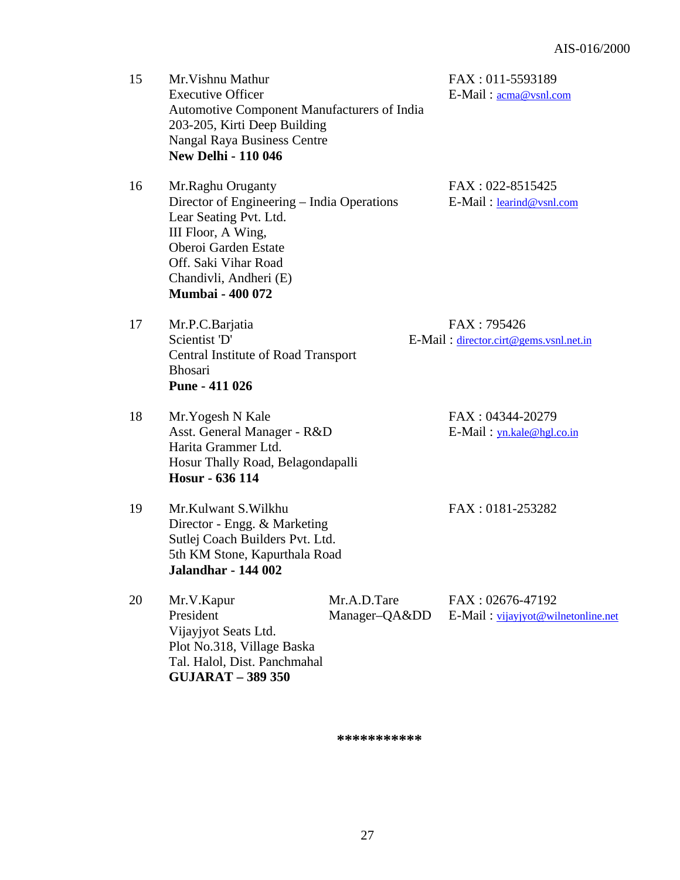15 Mr.Vishnu Mathur  
Executive Officer  
Automotive Component Manufacturers of India  
203-205, Kirti Deep Building  
Nangal Raya Business Centre  
**New Delhi - 110 046**

FAX : 011-5593189  
E-Mail : acma@vsnl.com

16 Mr.Raghu Oruganty  
Director of Engineering – India Operations  
Lear Seating Pvt. Ltd.  
III Floor, A Wing,  
Oberoi Garden Estate  
Off. Saki Vihar Road  
Chandivli, Andheri (E)  
**Mumbai - 400 072**

FAX : 022-8515425  
E-Mail : learind@vsnl.com

17 Mr.P.C.Barjatia  
Scientist 'D'  
Central Institute of Road Transport  
Bhosari  
**Pune - 411 026**

FAX : 795426  
E-Mail : director.cirt@gems.vsnl.net.in

18 Mr.Yogesh N Kale  
Asst. General Manager - R&D  
Harita Grammer Ltd.  
Hosur Thally Road, Belagondapalli  
**Hosur - 636 114**

FAX : 04344-20279  
E-Mail : yn.kale@hgl.co.in

19 Mr.Kulwant S.Wilkhu  
Director - Engg. & Marketing  
Sutlej Coach Builders Pvt. Ltd.  
5th KM Stone, Kapurthala Road  
**Jalandhar - 144 002**

FAX : 0181-253282

20 Mr.V.Kapur  
President  
Vijayjyot Seats Ltd.  
Plot No.318, Village Baska  
Tal. Halol, Dist. Panchmahal  
**GUJARAT – 389 350**

Mr.A.D.Tare  
Manager–QA&DD

FAX : 02676-47192  
E-Mail : vijayjyot@wilnetonline.net

***********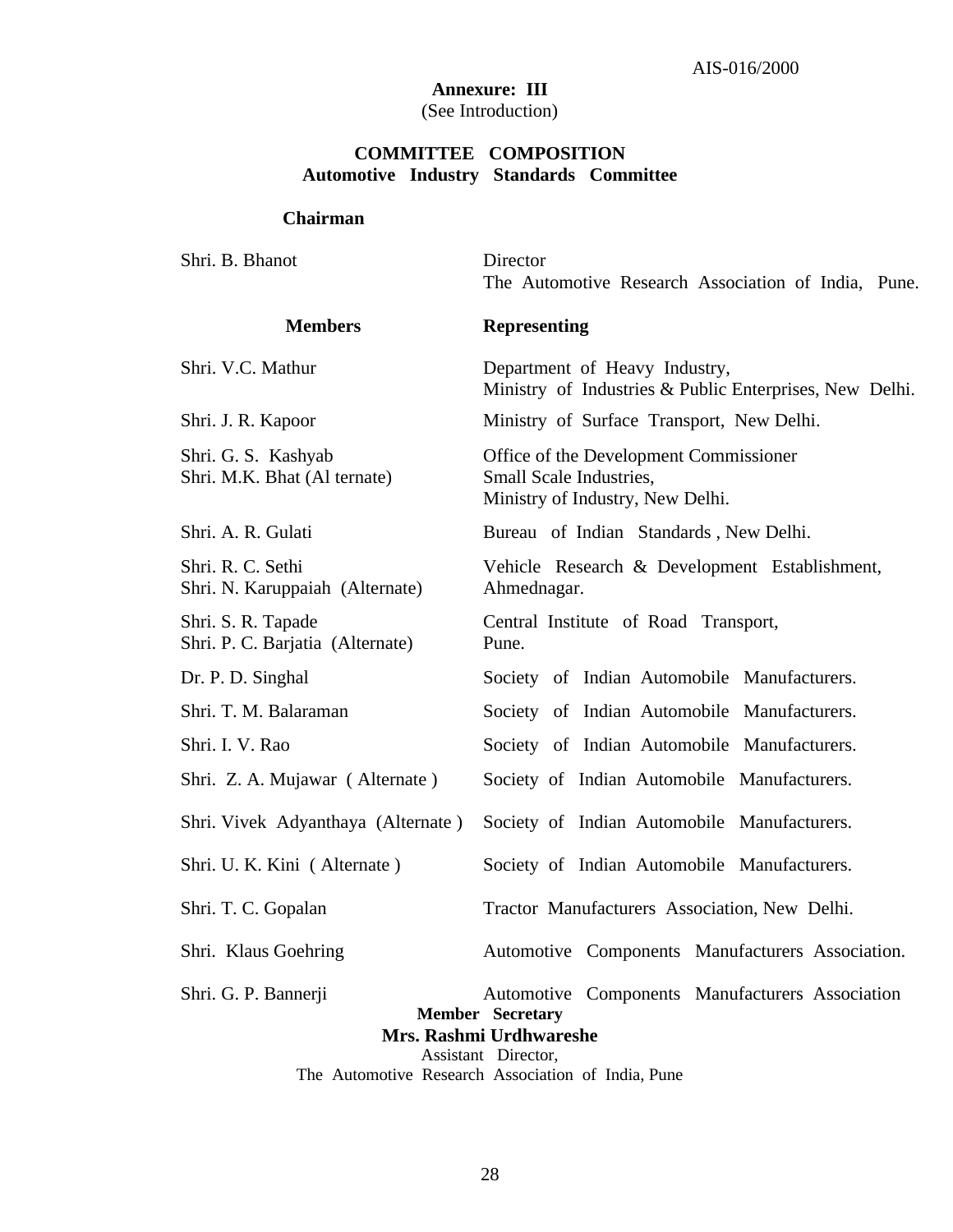**Annexure: III**
(See Introduction)

## COMMITTEE COMPOSITION
### Automotive Industry Standards Committee

**Chairman**

| | |
|---|---|
| Shri. B. Bhanot | Director<br>The Automotive Research Association of India, Pune. |
| **Members** | **Representing** |
| Shri. V.C. Mathur | Department of Heavy Industry,<br>Ministry of Industries & Public Enterprises, New Delhi. |
| Shri. J. R. Kapoor | Ministry of Surface Transport, New Delhi. |
| Shri. G. S. Kashyab<br>Shri. M.K. Bhat (Al ternate) | Office of the Development Commissioner<br>Small Scale Industries,<br>Ministry of Industry, New Delhi. |
| Shri. A. R. Gulati | Bureau of Indian Standards , New Delhi. |
| Shri. R. C. Sethi<br>Shri. N. Karuppaiah (Alternate) | Vehicle Research & Development Establishment,<br>Ahmednagar. |
| Shri. S. R. Tapade<br>Shri. P. C. Barjatia (Alternate) | Central Institute of Road Transport,<br>Pune. |
| Dr. P. D. Singhal | Society of Indian Automobile Manufacturers. |
| Shri. T. M. Balaraman | Society of Indian Automobile Manufacturers. |
| Shri. I. V. Rao | Society of Indian Automobile Manufacturers. |
| Shri. Z. A. Mujawar ( Alternate ) | Society of Indian Automobile Manufacturers. |
| Shri. Vivek Adyanthaya (Alternate ) | Society of Indian Automobile Manufacturers. |
| Shri. U. K. Kini ( Alternate ) | Society of Indian Automobile Manufacturers. |
| Shri. T. C. Gopalan | Tractor Manufacturers Association, New Delhi. |
| Shri. Klaus Goehring | Automotive Components Manufacturers Association. |
| Shri. G. P. Bannerji | Automotive Components Manufacturers Association |

**Member Secretary**
**Mrs. Rashmi Urdhwareshe**
Assistant Director,
The Automotive Research Association of India, Pune